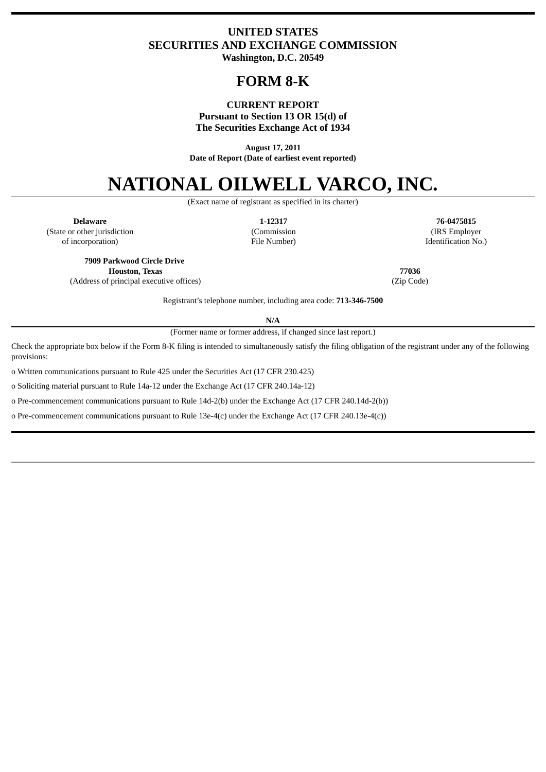# UNITED STATES
# SECURITIES AND EXCHANGE COMMISSION

**Washington, D.C. 20549**

# FORM 8-K

**CURRENT REPORT**
**Pursuant to Section 13 OR 15(d) of**
**The Securities Exchange Act of 1934**

**August 17, 2011**
**Date of Report (Date of earliest event reported)**

# NATIONAL OILWELL VARCO, INC.

(Exact name of registrant as specified in its charter)

| **Delaware** | **1-12317** | **76-0475815** |
|---|---|---|
| (State or other jurisdiction of incorporation) | (Commission File Number) | (IRS Employer Identification No.) |

| **7909 Parkwood Circle Drive Houston, Texas** | **77036** |
|---|---|
| (Address of principal executive offices) | (Zip Code) |

Registrant's telephone number, including area code: **713-346-7500**

**N/A**

(Former name or former address, if changed since last report.)

Check the appropriate box below if the Form 8-K filing is intended to simultaneously satisfy the filing obligation of the registrant under any of the following provisions:

o Written communications pursuant to Rule 425 under the Securities Act (17 CFR 230.425)

o Soliciting material pursuant to Rule 14a-12 under the Exchange Act (17 CFR 240.14a-12)

o Pre-commencement communications pursuant to Rule 14d-2(b) under the Exchange Act (17 CFR 240.14d-2(b))

o Pre-commencement communications pursuant to Rule 13e-4(c) under the Exchange Act (17 CFR 240.13e-4(c))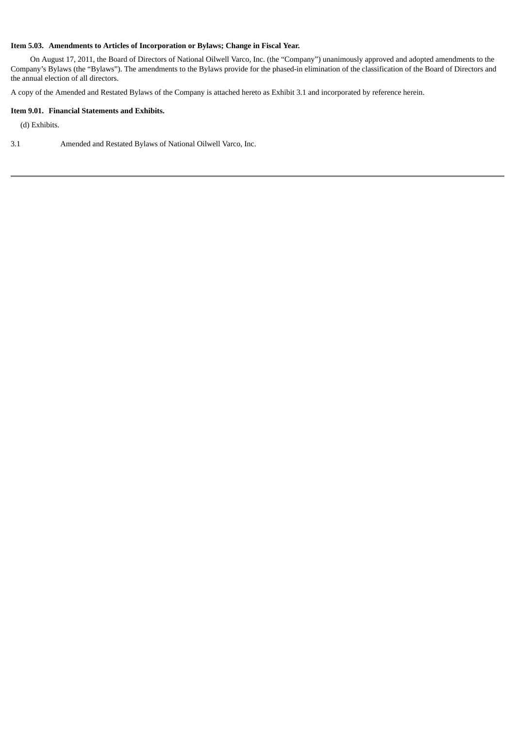**Item 5.03. Amendments to Articles of Incorporation or Bylaws; Change in Fiscal Year.**

On August 17, 2011, the Board of Directors of National Oilwell Varco, Inc. (the "Company") unanimously approved and adopted amendments to the Company's Bylaws (the "Bylaws"). The amendments to the Bylaws provide for the phased-in elimination of the classification of the Board of Directors and the annual election of all directors.

A copy of the Amended and Restated Bylaws of the Company is attached hereto as Exhibit 3.1 and incorporated by reference herein.

**Item 9.01. Financial Statements and Exhibits.**

(d) Exhibits.

3.1 Amended and Restated Bylaws of National Oilwell Varco, Inc.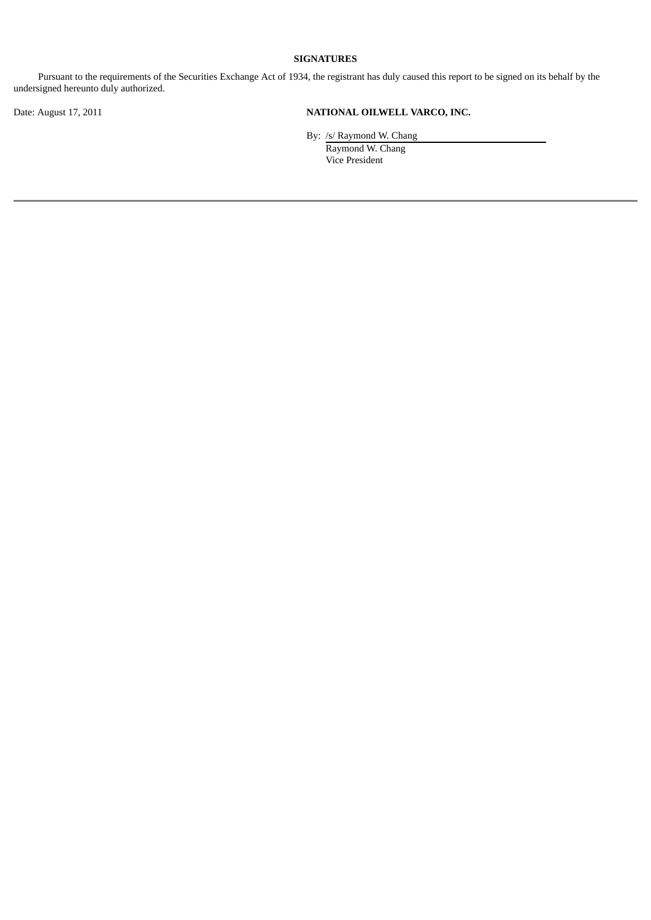**SIGNATURES**

Pursuant to the requirements of the Securities Exchange Act of 1934, the registrant has duly caused this report to be signed on its behalf by the undersigned hereunto duly authorized.

Date: August 17, 2011

**NATIONAL OILWELL VARCO, INC.**

By: /s/ Raymond W. Chang
Raymond W. Chang
Vice President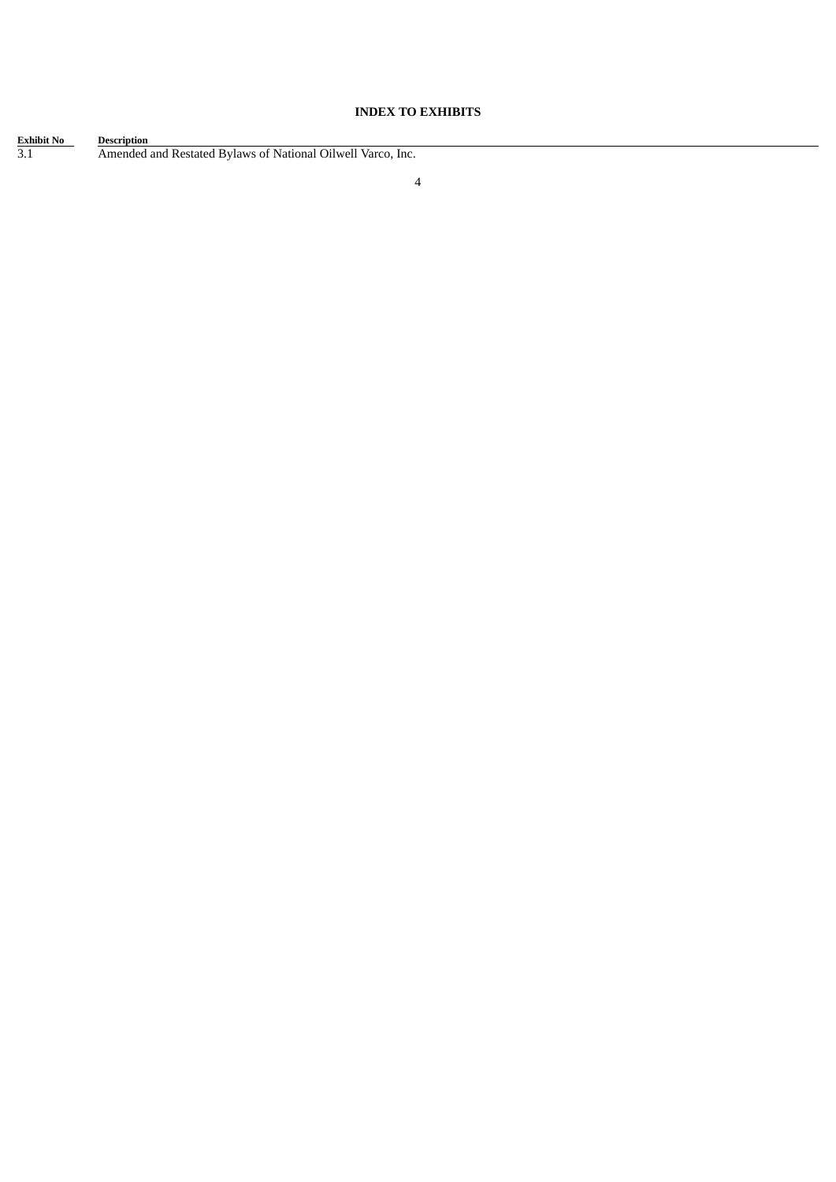**INDEX TO EXHIBITS**

| Exhibit No | Description |
|---|---|
| 3.1 | Amended and Restated Bylaws of National Oilwell Varco, Inc. |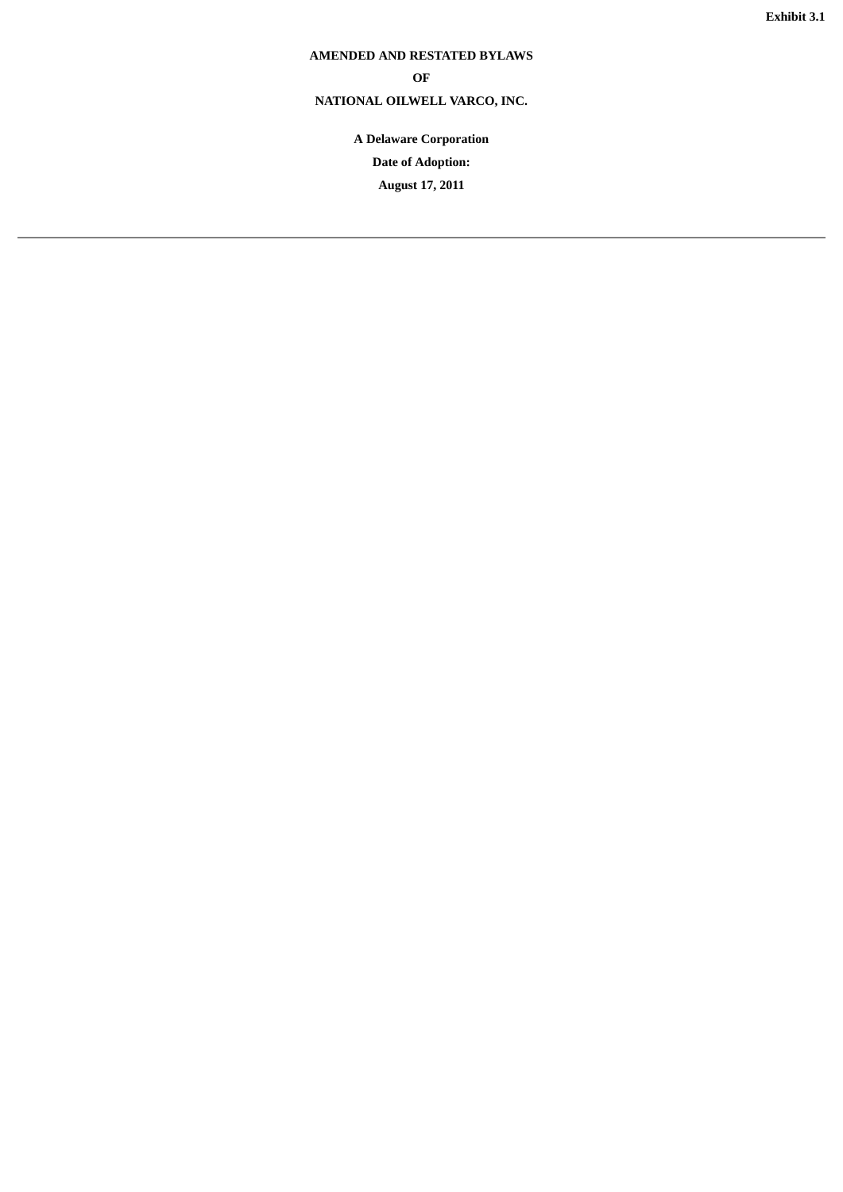Exhibit 3.1

**AMENDED AND RESTATED BYLAWS**

**OF**

**NATIONAL OILWELL VARCO, INC.**

**A Delaware Corporation**

**Date of Adoption:**

**August 17, 2011**

---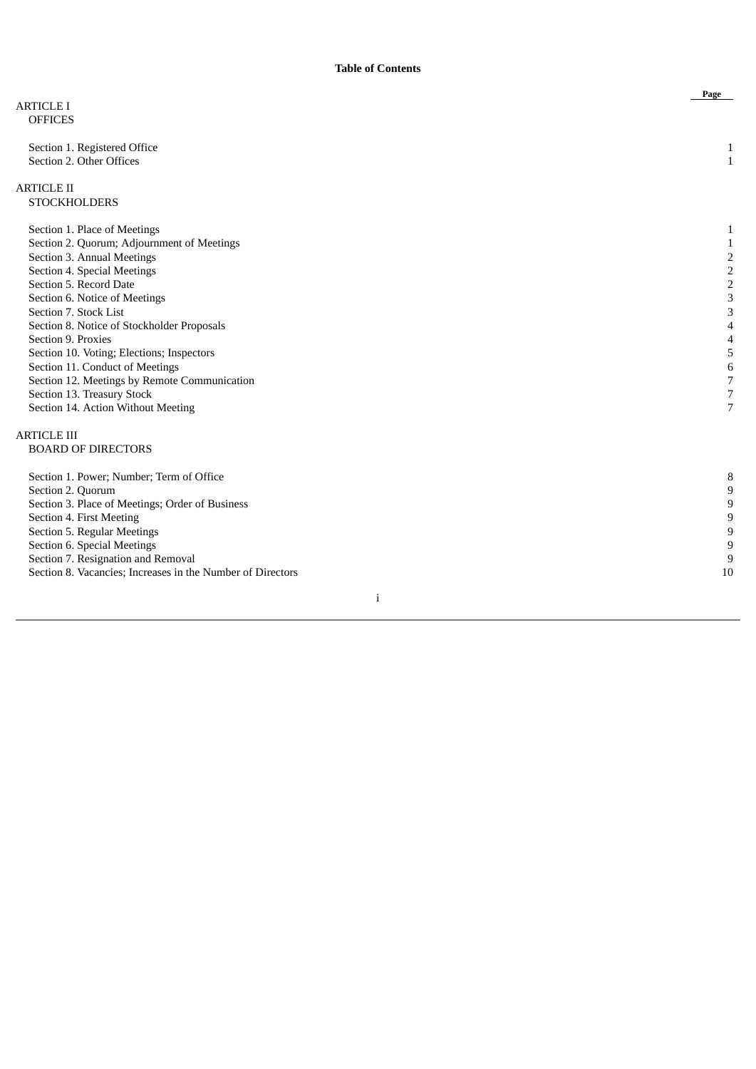**Table of Contents**

| | Page |
|---|---|
| ARTICLE I<br>OFFICES | |
| Section 1. Registered Office | 1 |
| Section 2. Other Offices | 1 |
| ARTICLE II<br>STOCKHOLDERS | |
| Section 1. Place of Meetings | 1 |
| Section 2. Quorum; Adjournment of Meetings | 1 |
| Section 3. Annual Meetings | 2 |
| Section 4. Special Meetings | 2 |
| Section 5. Record Date | 2 |
| Section 6. Notice of Meetings | 3 |
| Section 7. Stock List | 3 |
| Section 8. Notice of Stockholder Proposals | 4 |
| Section 9. Proxies | 4 |
| Section 10. Voting; Elections; Inspectors | 5 |
| Section 11. Conduct of Meetings | 6 |
| Section 12. Meetings by Remote Communication | 7 |
| Section 13. Treasury Stock | 7 |
| Section 14. Action Without Meeting | 7 |
| ARTICLE III<br>BOARD OF DIRECTORS | |
| Section 1. Power; Number; Term of Office | 8 |
| Section 2. Quorum | 9 |
| Section 3. Place of Meetings; Order of Business | 9 |
| Section 4. First Meeting | 9 |
| Section 5. Regular Meetings | 9 |
| Section 6. Special Meetings | 9 |
| Section 7. Resignation and Removal | 9 |
| Section 8. Vacancies; Increases in the Number of Directors | 10 |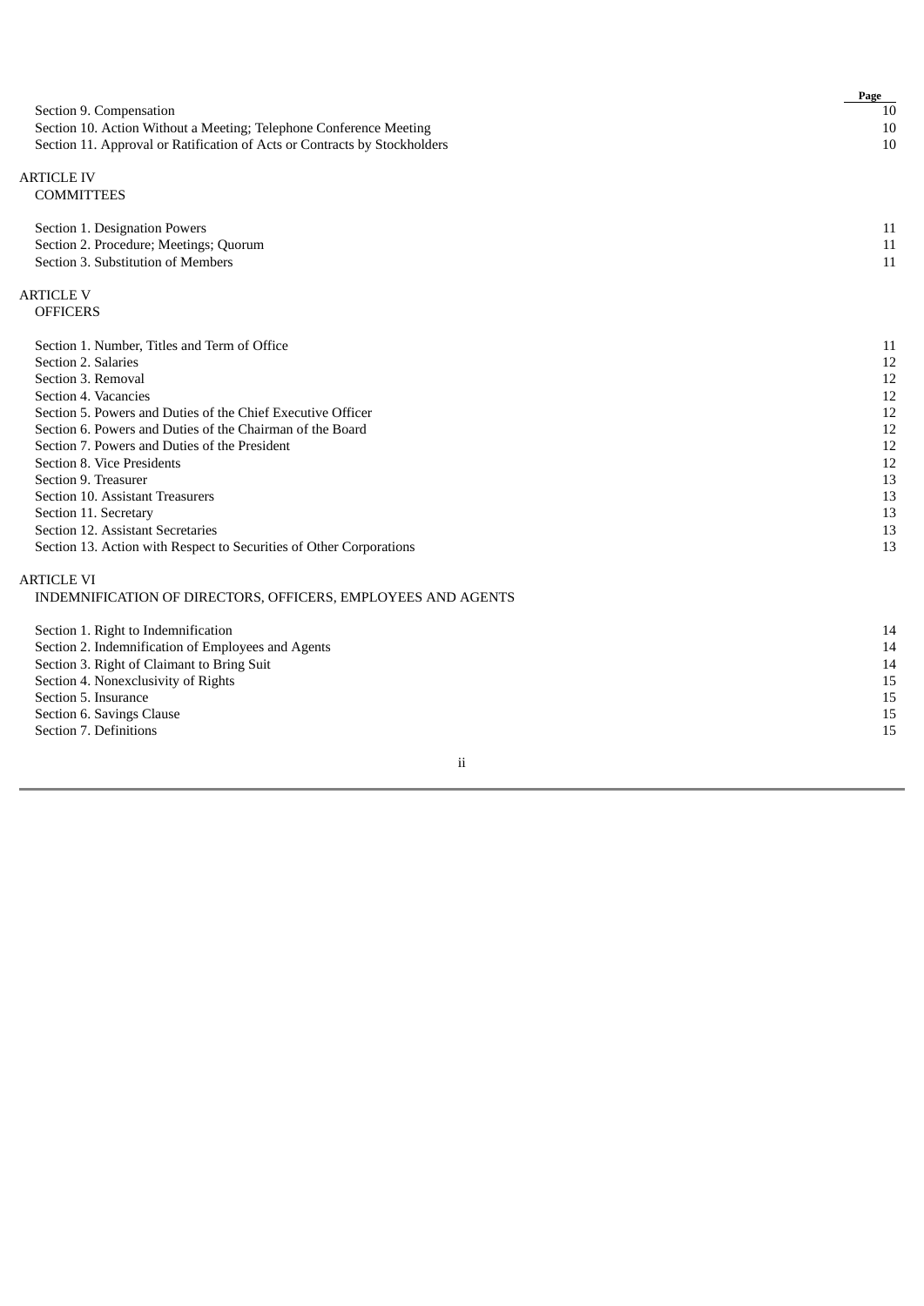| | Page |
|---|---|
| Section 9. Compensation | 10 |
| Section 10. Action Without a Meeting; Telephone Conference Meeting | 10 |
| Section 11. Approval or Ratification of Acts or Contracts by Stockholders | 10 |
| ARTICLE IV<br>COMMITTEES | |
| Section 1. Designation Powers | 11 |
| Section 2. Procedure; Meetings; Quorum | 11 |
| Section 3. Substitution of Members | 11 |
| ARTICLE V<br>OFFICERS | |
| Section 1. Number, Titles and Term of Office | 11 |
| Section 2. Salaries | 12 |
| Section 3. Removal | 12 |
| Section 4. Vacancies | 12 |
| Section 5. Powers and Duties of the Chief Executive Officer | 12 |
| Section 6. Powers and Duties of the Chairman of the Board | 12 |
| Section 7. Powers and Duties of the President | 12 |
| Section 8. Vice Presidents | 12 |
| Section 9. Treasurer | 13 |
| Section 10. Assistant Treasurers | 13 |
| Section 11. Secretary | 13 |
| Section 12. Assistant Secretaries | 13 |
| Section 13. Action with Respect to Securities of Other Corporations | 13 |
| ARTICLE VI<br>INDEMNIFICATION OF DIRECTORS, OFFICERS, EMPLOYEES AND AGENTS | |
| Section 1. Right to Indemnification | 14 |
| Section 2. Indemnification of Employees and Agents | 14 |
| Section 3. Right of Claimant to Bring Suit | 14 |
| Section 4. Nonexclusivity of Rights | 15 |
| Section 5. Insurance | 15 |
| Section 6. Savings Clause | 15 |
| Section 7. Definitions | 15 |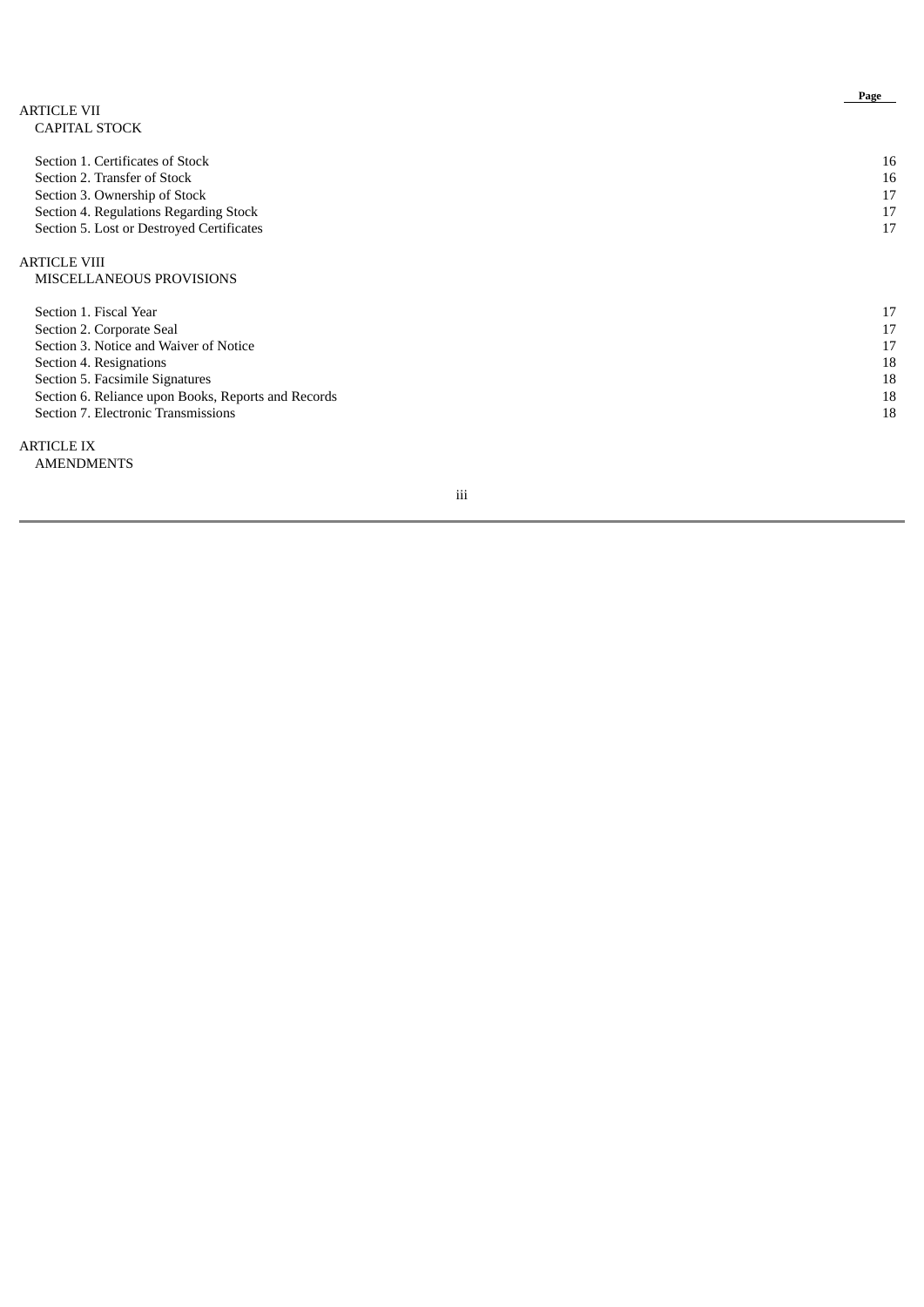| | Page |
|---|---|
| ARTICLE VII<br>CAPITAL STOCK | |
| Section 1. Certificates of Stock | 16 |
| Section 2. Transfer of Stock | 16 |
| Section 3. Ownership of Stock | 17 |
| Section 4. Regulations Regarding Stock | 17 |
| Section 5. Lost or Destroyed Certificates | 17 |
| ARTICLE VIII<br>MISCELLANEOUS PROVISIONS | |
| Section 1. Fiscal Year | 17 |
| Section 2. Corporate Seal | 17 |
| Section 3. Notice and Waiver of Notice | 17 |
| Section 4. Resignations | 18 |
| Section 5. Facsimile Signatures | 18 |
| Section 6. Reliance upon Books, Reports and Records | 18 |
| Section 7. Electronic Transmissions | 18 |
| ARTICLE IX<br>AMENDMENTS | |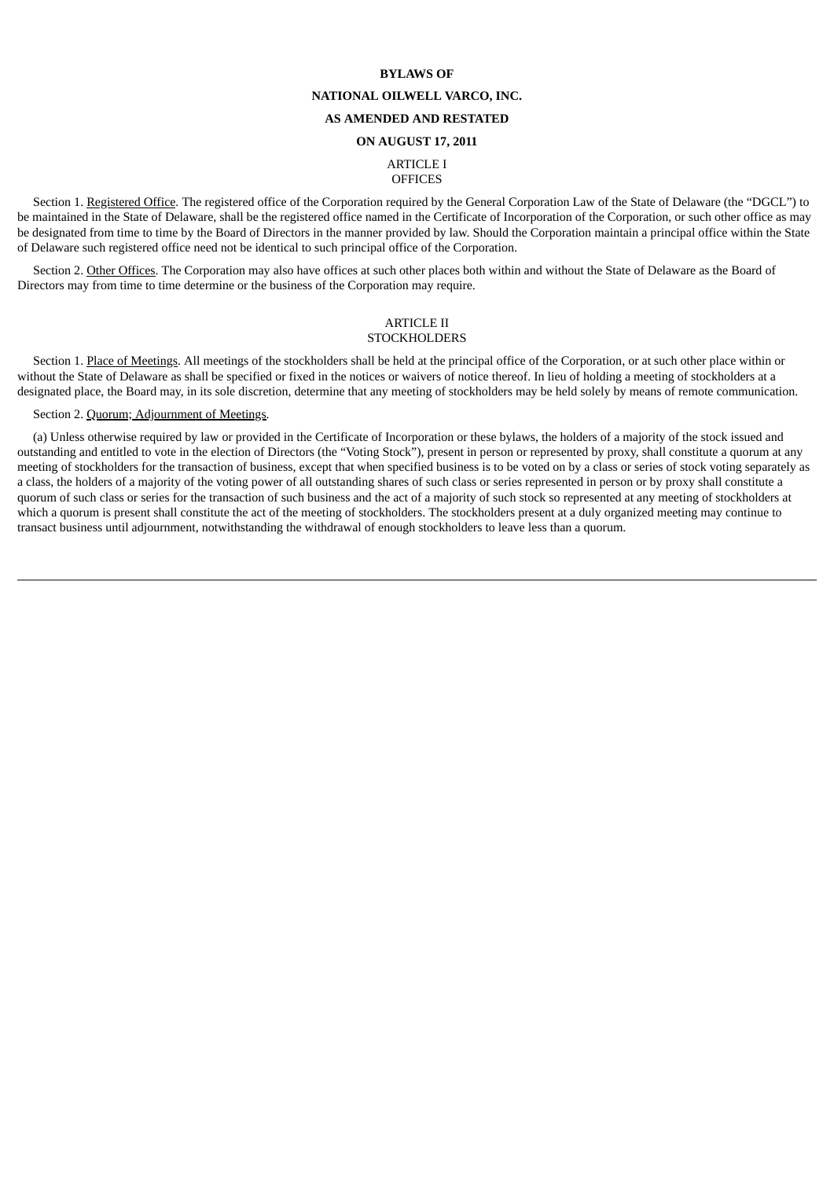**BYLAWS OF**

**NATIONAL OILWELL VARCO, INC.**

**AS AMENDED AND RESTATED**

**ON AUGUST 17, 2011**

ARTICLE I
OFFICES

Section 1. Registered Office. The registered office of the Corporation required by the General Corporation Law of the State of Delaware (the "DGCL") to be maintained in the State of Delaware, shall be the registered office named in the Certificate of Incorporation of the Corporation, or such other office as may be designated from time to time by the Board of Directors in the manner provided by law. Should the Corporation maintain a principal office within the State of Delaware such registered office need not be identical to such principal office of the Corporation.

Section 2. Other Offices. The Corporation may also have offices at such other places both within and without the State of Delaware as the Board of Directors may from time to time determine or the business of the Corporation may require.

ARTICLE II
STOCKHOLDERS

Section 1. Place of Meetings. All meetings of the stockholders shall be held at the principal office of the Corporation, or at such other place within or without the State of Delaware as shall be specified or fixed in the notices or waivers of notice thereof. In lieu of holding a meeting of stockholders at a designated place, the Board may, in its sole discretion, determine that any meeting of stockholders may be held solely by means of remote communication.

Section 2. Quorum; Adjournment of Meetings.

(a) Unless otherwise required by law or provided in the Certificate of Incorporation or these bylaws, the holders of a majority of the stock issued and outstanding and entitled to vote in the election of Directors (the "Voting Stock"), present in person or represented by proxy, shall constitute a quorum at any meeting of stockholders for the transaction of business, except that when specified business is to be voted on by a class or series of stock voting separately as a class, the holders of a majority of the voting power of all outstanding shares of such class or series represented in person or by proxy shall constitute a quorum of such class or series for the transaction of such business and the act of a majority of such stock so represented at any meeting of stockholders at which a quorum is present shall constitute the act of the meeting of stockholders. The stockholders present at a duly organized meeting may continue to transact business until adjournment, notwithstanding the withdrawal of enough stockholders to leave less than a quorum.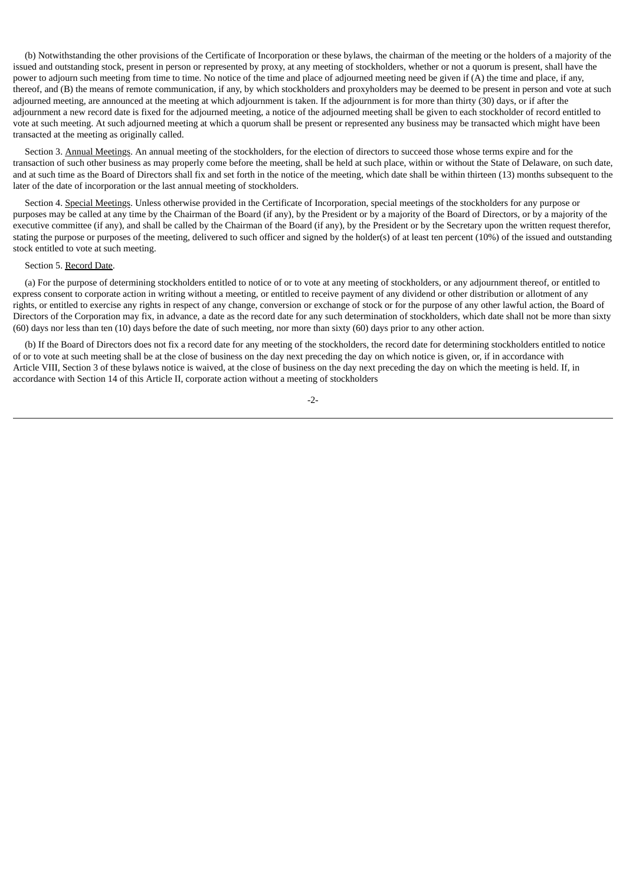(b) Notwithstanding the other provisions of the Certificate of Incorporation or these bylaws, the chairman of the meeting or the holders of a majority of the issued and outstanding stock, present in person or represented by proxy, at any meeting of stockholders, whether or not a quorum is present, shall have the power to adjourn such meeting from time to time. No notice of the time and place of adjourned meeting need be given if (A) the time and place, if any, thereof, and (B) the means of remote communication, if any, by which stockholders and proxyholders may be deemed to be present in person and vote at such adjourned meeting, are announced at the meeting at which adjournment is taken. If the adjournment is for more than thirty (30) days, or if after the adjournment a new record date is fixed for the adjourned meeting, a notice of the adjourned meeting shall be given to each stockholder of record entitled to vote at such meeting. At such adjourned meeting at which a quorum shall be present or represented any business may be transacted which might have been transacted at the meeting as originally called.

Section 3. Annual Meetings. An annual meeting of the stockholders, for the election of directors to succeed those whose terms expire and for the transaction of such other business as may properly come before the meeting, shall be held at such place, within or without the State of Delaware, on such date, and at such time as the Board of Directors shall fix and set forth in the notice of the meeting, which date shall be within thirteen (13) months subsequent to the later of the date of incorporation or the last annual meeting of stockholders.

Section 4. Special Meetings. Unless otherwise provided in the Certificate of Incorporation, special meetings of the stockholders for any purpose or purposes may be called at any time by the Chairman of the Board (if any), by the President or by a majority of the Board of Directors, or by a majority of the executive committee (if any), and shall be called by the Chairman of the Board (if any), by the President or by the Secretary upon the written request therefor, stating the purpose or purposes of the meeting, delivered to such officer and signed by the holder(s) of at least ten percent (10%) of the issued and outstanding stock entitled to vote at such meeting.

Section 5. Record Date.

(a) For the purpose of determining stockholders entitled to notice of or to vote at any meeting of stockholders, or any adjournment thereof, or entitled to express consent to corporate action in writing without a meeting, or entitled to receive payment of any dividend or other distribution or allotment of any rights, or entitled to exercise any rights in respect of any change, conversion or exchange of stock or for the purpose of any other lawful action, the Board of Directors of the Corporation may fix, in advance, a date as the record date for any such determination of stockholders, which date shall not be more than sixty (60) days nor less than ten (10) days before the date of such meeting, nor more than sixty (60) days prior to any other action.

(b) If the Board of Directors does not fix a record date for any meeting of the stockholders, the record date for determining stockholders entitled to notice of or to vote at such meeting shall be at the close of business on the day next preceding the day on which notice is given, or, if in accordance with Article VIII, Section 3 of these bylaws notice is waived, at the close of business on the day next preceding the day on which the meeting is held. If, in accordance with Section 14 of this Article II, corporate action without a meeting of stockholders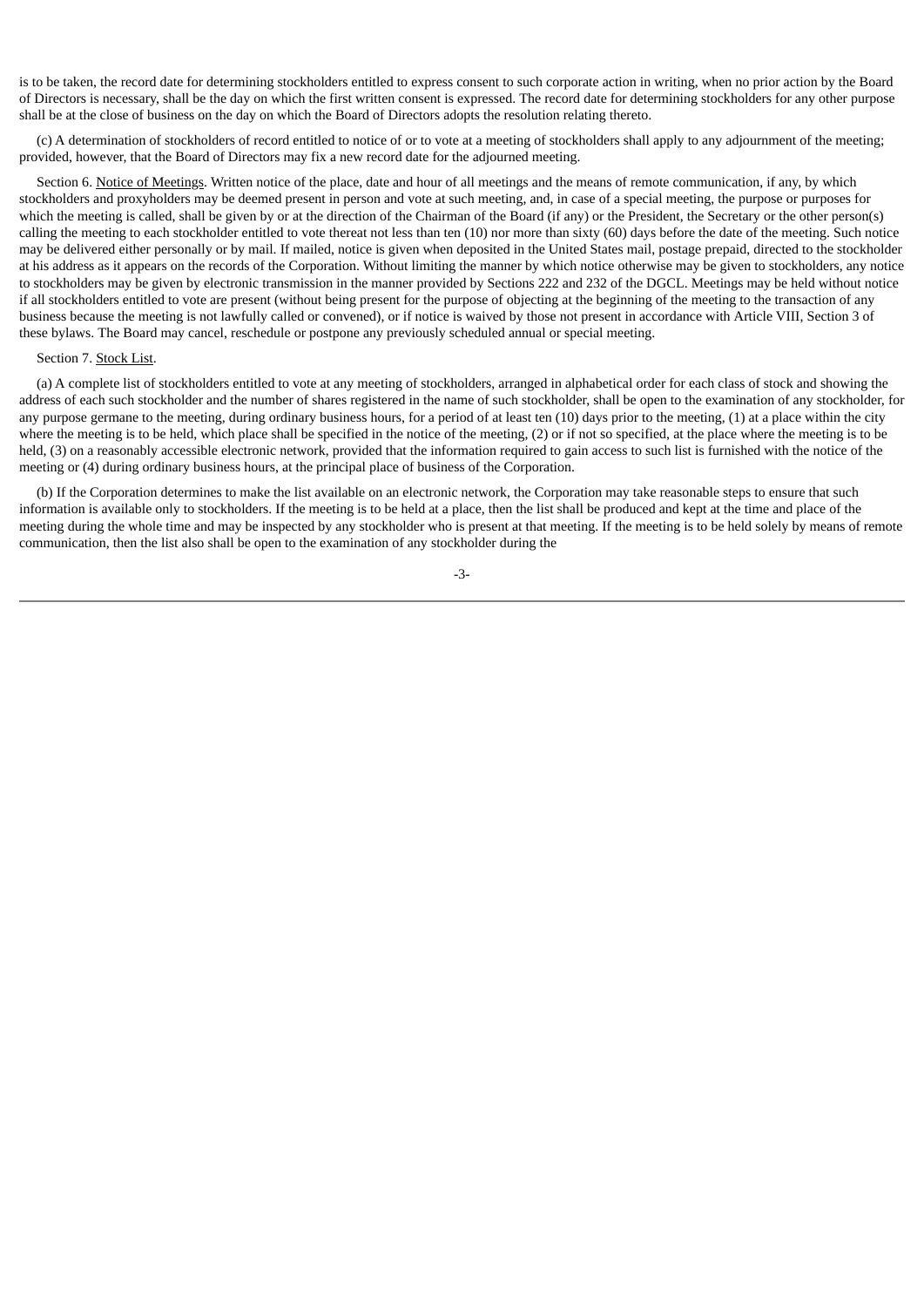is to be taken, the record date for determining stockholders entitled to express consent to such corporate action in writing, when no prior action by the Board of Directors is necessary, shall be the day on which the first written consent is expressed. The record date for determining stockholders for any other purpose shall be at the close of business on the day on which the Board of Directors adopts the resolution relating thereto.

(c) A determination of stockholders of record entitled to notice of or to vote at a meeting of stockholders shall apply to any adjournment of the meeting; provided, however, that the Board of Directors may fix a new record date for the adjourned meeting.

Section 6. Notice of Meetings. Written notice of the place, date and hour of all meetings and the means of remote communication, if any, by which stockholders and proxyholders may be deemed present in person and vote at such meeting, and, in case of a special meeting, the purpose or purposes for which the meeting is called, shall be given by or at the direction of the Chairman of the Board (if any) or the President, the Secretary or the other person(s) calling the meeting to each stockholder entitled to vote thereat not less than ten (10) nor more than sixty (60) days before the date of the meeting. Such notice may be delivered either personally or by mail. If mailed, notice is given when deposited in the United States mail, postage prepaid, directed to the stockholder at his address as it appears on the records of the Corporation. Without limiting the manner by which notice otherwise may be given to stockholders, any notice to stockholders may be given by electronic transmission in the manner provided by Sections 222 and 232 of the DGCL. Meetings may be held without notice if all stockholders entitled to vote are present (without being present for the purpose of objecting at the beginning of the meeting to the transaction of any business because the meeting is not lawfully called or convened), or if notice is waived by those not present in accordance with Article VIII, Section 3 of these bylaws. The Board may cancel, reschedule or postpone any previously scheduled annual or special meeting.

Section 7. Stock List.

(a) A complete list of stockholders entitled to vote at any meeting of stockholders, arranged in alphabetical order for each class of stock and showing the address of each such stockholder and the number of shares registered in the name of such stockholder, shall be open to the examination of any stockholder, for any purpose germane to the meeting, during ordinary business hours, for a period of at least ten (10) days prior to the meeting, (1) at a place within the city where the meeting is to be held, which place shall be specified in the notice of the meeting, (2) or if not so specified, at the place where the meeting is to be held, (3) on a reasonably accessible electronic network, provided that the information required to gain access to such list is furnished with the notice of the meeting or (4) during ordinary business hours, at the principal place of business of the Corporation.

(b) If the Corporation determines to make the list available on an electronic network, the Corporation may take reasonable steps to ensure that such information is available only to stockholders. If the meeting is to be held at a place, then the list shall be produced and kept at the time and place of the meeting during the whole time and may be inspected by any stockholder who is present at that meeting. If the meeting is to be held solely by means of remote communication, then the list also shall be open to the examination of any stockholder during the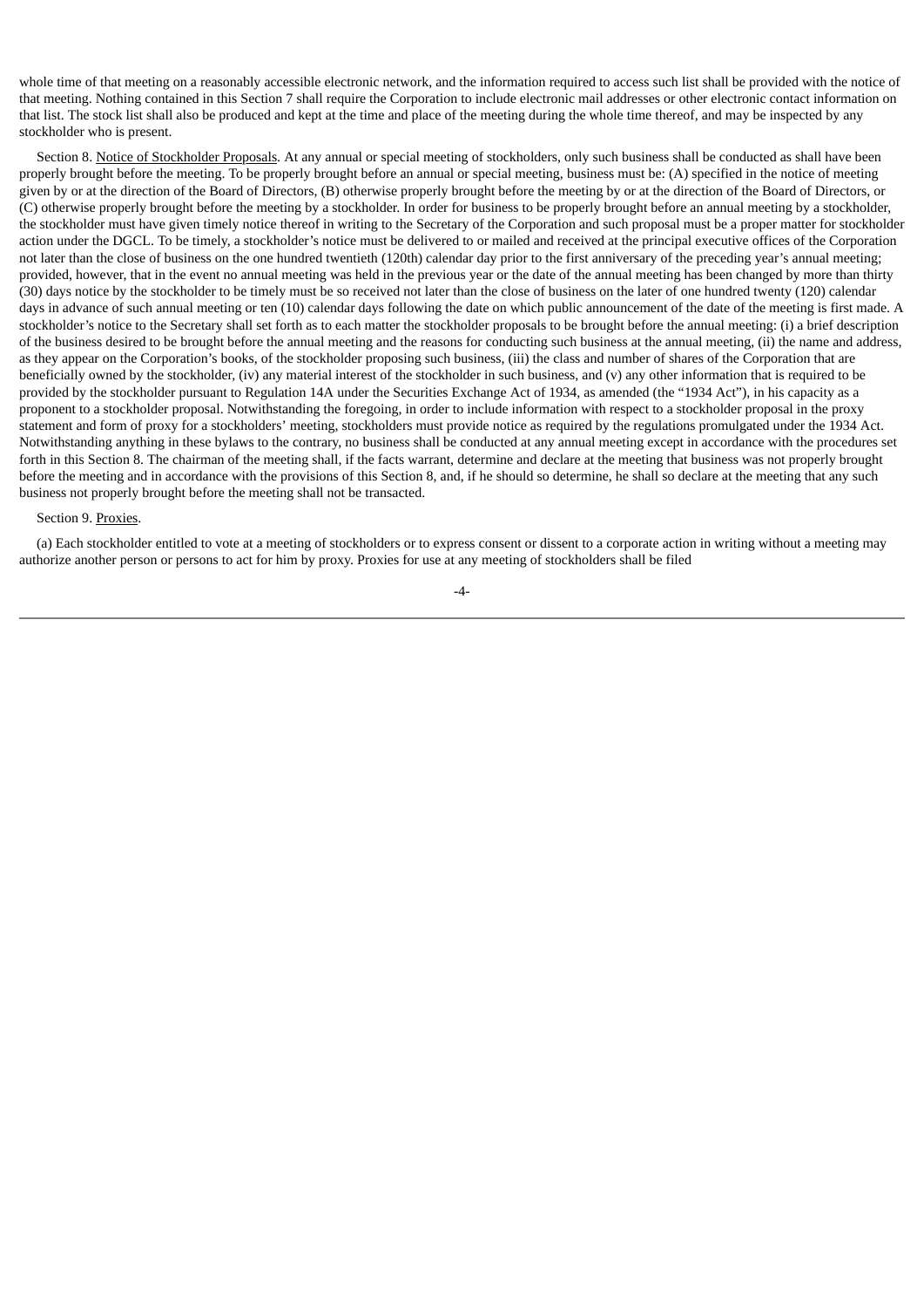whole time of that meeting on a reasonably accessible electronic network, and the information required to access such list shall be provided with the notice of that meeting. Nothing contained in this Section 7 shall require the Corporation to include electronic mail addresses or other electronic contact information on that list. The stock list shall also be produced and kept at the time and place of the meeting during the whole time thereof, and may be inspected by any stockholder who is present.

Section 8. Notice of Stockholder Proposals. At any annual or special meeting of stockholders, only such business shall be conducted as shall have been properly brought before the meeting. To be properly brought before an annual or special meeting, business must be: (A) specified in the notice of meeting given by or at the direction of the Board of Directors, (B) otherwise properly brought before the meeting by or at the direction of the Board of Directors, or (C) otherwise properly brought before the meeting by a stockholder. In order for business to be properly brought before an annual meeting by a stockholder, the stockholder must have given timely notice thereof in writing to the Secretary of the Corporation and such proposal must be a proper matter for stockholder action under the DGCL. To be timely, a stockholder's notice must be delivered to or mailed and received at the principal executive offices of the Corporation not later than the close of business on the one hundred twentieth (120th) calendar day prior to the first anniversary of the preceding year's annual meeting; provided, however, that in the event no annual meeting was held in the previous year or the date of the annual meeting has been changed by more than thirty (30) days notice by the stockholder to be timely must be so received not later than the close of business on the later of one hundred twenty (120) calendar days in advance of such annual meeting or ten (10) calendar days following the date on which public announcement of the date of the meeting is first made. A stockholder's notice to the Secretary shall set forth as to each matter the stockholder proposals to be brought before the annual meeting: (i) a brief description of the business desired to be brought before the annual meeting and the reasons for conducting such business at the annual meeting, (ii) the name and address, as they appear on the Corporation's books, of the stockholder proposing such business, (iii) the class and number of shares of the Corporation that are beneficially owned by the stockholder, (iv) any material interest of the stockholder in such business, and (v) any other information that is required to be provided by the stockholder pursuant to Regulation 14A under the Securities Exchange Act of 1934, as amended (the "1934 Act"), in his capacity as a proponent to a stockholder proposal. Notwithstanding the foregoing, in order to include information with respect to a stockholder proposal in the proxy statement and form of proxy for a stockholders' meeting, stockholders must provide notice as required by the regulations promulgated under the 1934 Act. Notwithstanding anything in these bylaws to the contrary, no business shall be conducted at any annual meeting except in accordance with the procedures set forth in this Section 8. The chairman of the meeting shall, if the facts warrant, determine and declare at the meeting that business was not properly brought before the meeting and in accordance with the provisions of this Section 8, and, if he should so determine, he shall so declare at the meeting that any such business not properly brought before the meeting shall not be transacted.

Section 9. Proxies.

(a) Each stockholder entitled to vote at a meeting of stockholders or to express consent or dissent to a corporate action in writing without a meeting may authorize another person or persons to act for him by proxy. Proxies for use at any meeting of stockholders shall be filed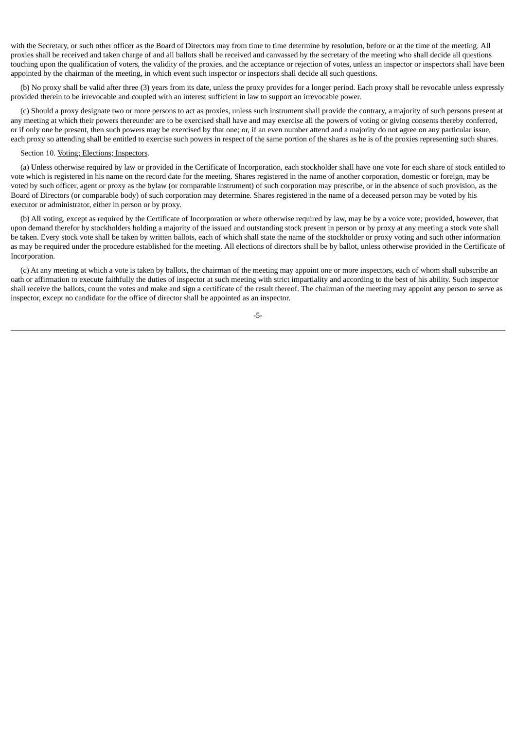with the Secretary, or such other officer as the Board of Directors may from time to time determine by resolution, before or at the time of the meeting. All proxies shall be received and taken charge of and all ballots shall be received and canvassed by the secretary of the meeting who shall decide all questions touching upon the qualification of voters, the validity of the proxies, and the acceptance or rejection of votes, unless an inspector or inspectors shall have been appointed by the chairman of the meeting, in which event such inspector or inspectors shall decide all such questions.

(b) No proxy shall be valid after three (3) years from its date, unless the proxy provides for a longer period. Each proxy shall be revocable unless expressly provided therein to be irrevocable and coupled with an interest sufficient in law to support an irrevocable power.

(c) Should a proxy designate two or more persons to act as proxies, unless such instrument shall provide the contrary, a majority of such persons present at any meeting at which their powers thereunder are to be exercised shall have and may exercise all the powers of voting or giving consents thereby conferred, or if only one be present, then such powers may be exercised by that one; or, if an even number attend and a majority do not agree on any particular issue, each proxy so attending shall be entitled to exercise such powers in respect of the same portion of the shares as he is of the proxies representing such shares.

Section 10. Voting; Elections; Inspectors.

(a) Unless otherwise required by law or provided in the Certificate of Incorporation, each stockholder shall have one vote for each share of stock entitled to vote which is registered in his name on the record date for the meeting. Shares registered in the name of another corporation, domestic or foreign, may be voted by such officer, agent or proxy as the bylaw (or comparable instrument) of such corporation may prescribe, or in the absence of such provision, as the Board of Directors (or comparable body) of such corporation may determine. Shares registered in the name of a deceased person may be voted by his executor or administrator, either in person or by proxy.

(b) All voting, except as required by the Certificate of Incorporation or where otherwise required by law, may be by a voice vote; provided, however, that upon demand therefor by stockholders holding a majority of the issued and outstanding stock present in person or by proxy at any meeting a stock vote shall be taken. Every stock vote shall be taken by written ballots, each of which shall state the name of the stockholder or proxy voting and such other information as may be required under the procedure established for the meeting. All elections of directors shall be by ballot, unless otherwise provided in the Certificate of Incorporation.

(c) At any meeting at which a vote is taken by ballots, the chairman of the meeting may appoint one or more inspectors, each of whom shall subscribe an oath or affirmation to execute faithfully the duties of inspector at such meeting with strict impartiality and according to the best of his ability. Such inspector shall receive the ballots, count the votes and make and sign a certificate of the result thereof. The chairman of the meeting may appoint any person to serve as inspector, except no candidate for the office of director shall be appointed as an inspector.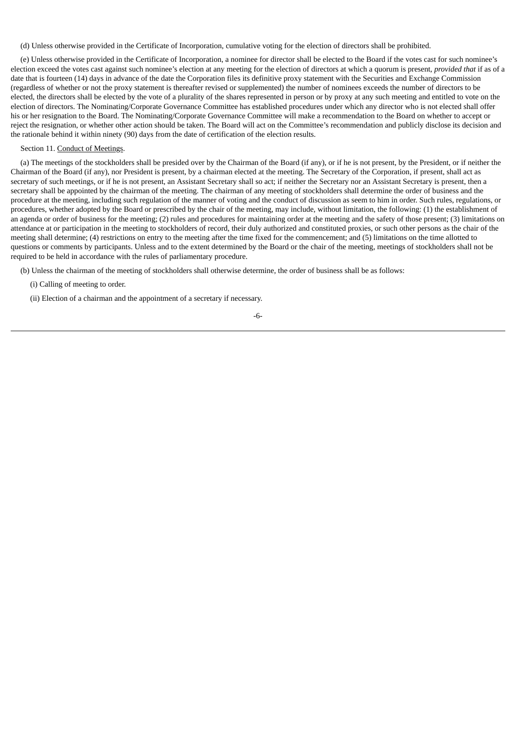(d) Unless otherwise provided in the Certificate of Incorporation, cumulative voting for the election of directors shall be prohibited.

(e) Unless otherwise provided in the Certificate of Incorporation, a nominee for director shall be elected to the Board if the votes cast for such nominee's election exceed the votes cast against such nominee's election at any meeting for the election of directors at which a quorum is present, *provided that* if as of a date that is fourteen (14) days in advance of the date the Corporation files its definitive proxy statement with the Securities and Exchange Commission (regardless of whether or not the proxy statement is thereafter revised or supplemented) the number of nominees exceeds the number of directors to be elected, the directors shall be elected by the vote of a plurality of the shares represented in person or by proxy at any such meeting and entitled to vote on the election of directors. The Nominating/Corporate Governance Committee has established procedures under which any director who is not elected shall offer his or her resignation to the Board. The Nominating/Corporate Governance Committee will make a recommendation to the Board on whether to accept or reject the resignation, or whether other action should be taken. The Board will act on the Committee's recommendation and publicly disclose its decision and the rationale behind it within ninety (90) days from the date of certification of the election results.

Section 11. Conduct of Meetings.

(a) The meetings of the stockholders shall be presided over by the Chairman of the Board (if any), or if he is not present, by the President, or if neither the Chairman of the Board (if any), nor President is present, by a chairman elected at the meeting. The Secretary of the Corporation, if present, shall act as secretary of such meetings, or if he is not present, an Assistant Secretary shall so act; if neither the Secretary nor an Assistant Secretary is present, then a secretary shall be appointed by the chairman of the meeting. The chairman of any meeting of stockholders shall determine the order of business and the procedure at the meeting, including such regulation of the manner of voting and the conduct of discussion as seem to him in order. Such rules, regulations, or procedures, whether adopted by the Board or prescribed by the chair of the meeting, may include, without limitation, the following: (1) the establishment of an agenda or order of business for the meeting; (2) rules and procedures for maintaining order at the meeting and the safety of those present; (3) limitations on attendance at or participation in the meeting to stockholders of record, their duly authorized and constituted proxies, or such other persons as the chair of the meeting shall determine; (4) restrictions on entry to the meeting after the time fixed for the commencement; and (5) limitations on the time allotted to questions or comments by participants. Unless and to the extent determined by the Board or the chair of the meeting, meetings of stockholders shall not be required to be held in accordance with the rules of parliamentary procedure.

(b) Unless the chairman of the meeting of stockholders shall otherwise determine, the order of business shall be as follows:

(i) Calling of meeting to order.

(ii) Election of a chairman and the appointment of a secretary if necessary.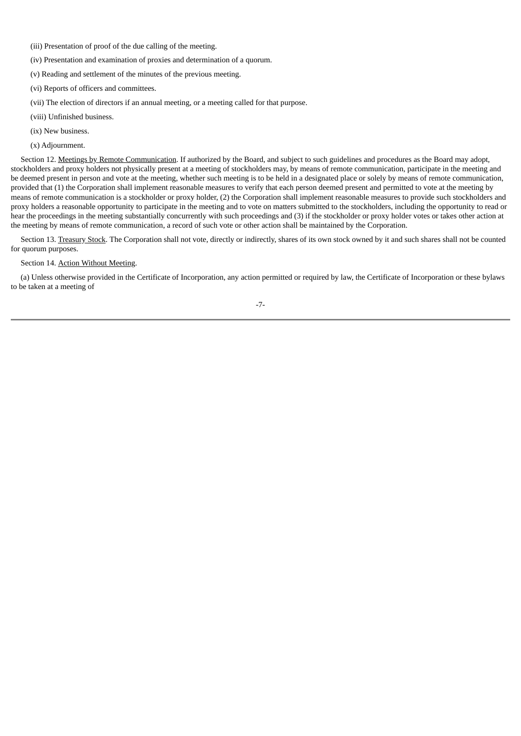(iii) Presentation of proof of the due calling of the meeting.

(iv) Presentation and examination of proxies and determination of a quorum.

(v) Reading and settlement of the minutes of the previous meeting.

(vi) Reports of officers and committees.

(vii) The election of directors if an annual meeting, or a meeting called for that purpose.

(viii) Unfinished business.

(ix) New business.

(x) Adjournment.

Section 12. Meetings by Remote Communication. If authorized by the Board, and subject to such guidelines and procedures as the Board may adopt, stockholders and proxy holders not physically present at a meeting of stockholders may, by means of remote communication, participate in the meeting and be deemed present in person and vote at the meeting, whether such meeting is to be held in a designated place or solely by means of remote communication, provided that (1) the Corporation shall implement reasonable measures to verify that each person deemed present and permitted to vote at the meeting by means of remote communication is a stockholder or proxy holder, (2) the Corporation shall implement reasonable measures to provide such stockholders and proxy holders a reasonable opportunity to participate in the meeting and to vote on matters submitted to the stockholders, including the opportunity to read or hear the proceedings in the meeting substantially concurrently with such proceedings and (3) if the stockholder or proxy holder votes or takes other action at the meeting by means of remote communication, a record of such vote or other action shall be maintained by the Corporation.

Section 13. Treasury Stock. The Corporation shall not vote, directly or indirectly, shares of its own stock owned by it and such shares shall not be counted for quorum purposes.

Section 14. Action Without Meeting.

(a) Unless otherwise provided in the Certificate of Incorporation, any action permitted or required by law, the Certificate of Incorporation or these bylaws to be taken at a meeting of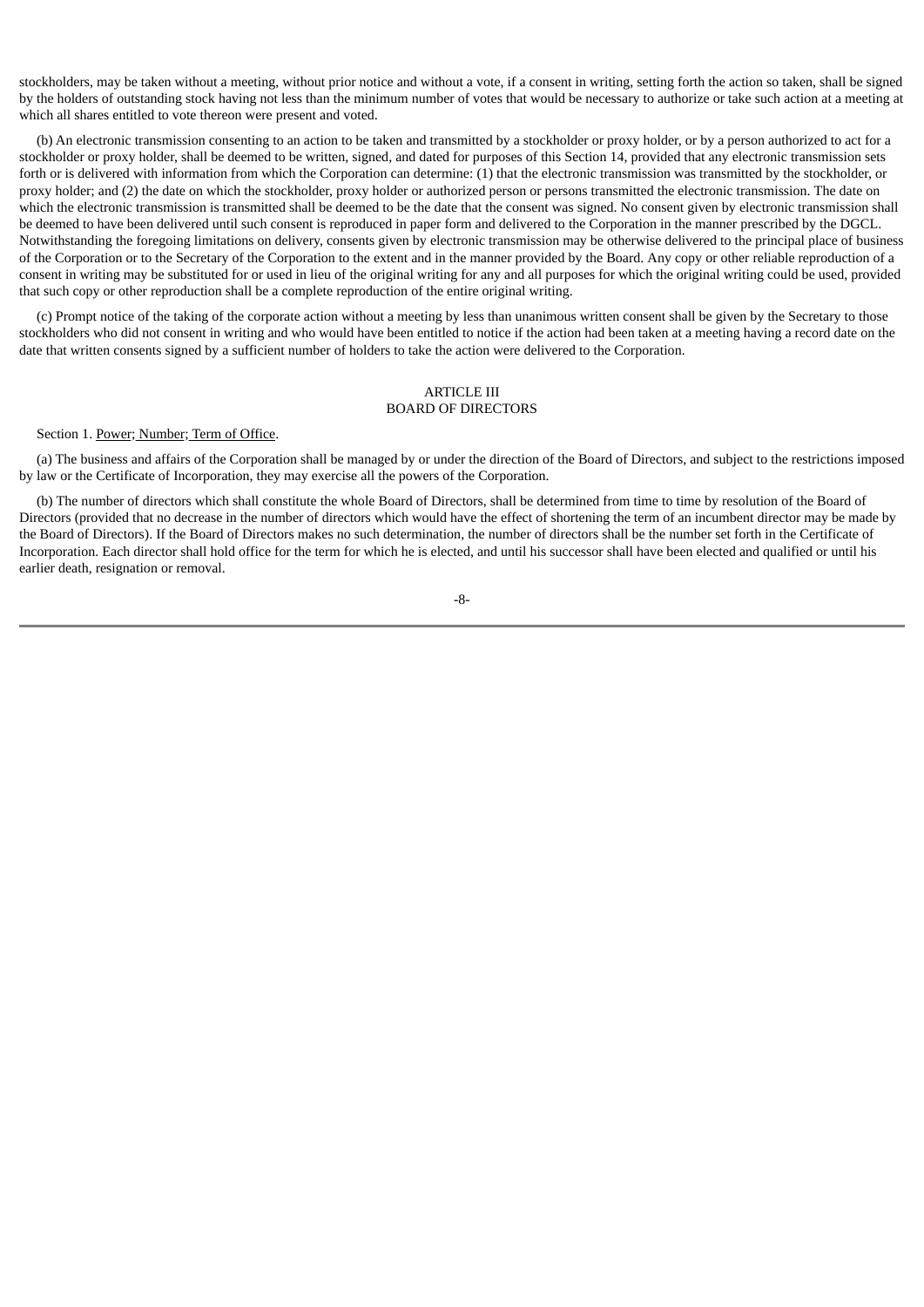stockholders, may be taken without a meeting, without prior notice and without a vote, if a consent in writing, setting forth the action so taken, shall be signed by the holders of outstanding stock having not less than the minimum number of votes that would be necessary to authorize or take such action at a meeting at which all shares entitled to vote thereon were present and voted.

(b) An electronic transmission consenting to an action to be taken and transmitted by a stockholder or proxy holder, or by a person authorized to act for a stockholder or proxy holder, shall be deemed to be written, signed, and dated for purposes of this Section 14, provided that any electronic transmission sets forth or is delivered with information from which the Corporation can determine: (1) that the electronic transmission was transmitted by the stockholder, or proxy holder; and (2) the date on which the stockholder, proxy holder or authorized person or persons transmitted the electronic transmission. The date on which the electronic transmission is transmitted shall be deemed to be the date that the consent was signed. No consent given by electronic transmission shall be deemed to have been delivered until such consent is reproduced in paper form and delivered to the Corporation in the manner prescribed by the DGCL. Notwithstanding the foregoing limitations on delivery, consents given by electronic transmission may be otherwise delivered to the principal place of business of the Corporation or to the Secretary of the Corporation to the extent and in the manner provided by the Board. Any copy or other reliable reproduction of a consent in writing may be substituted for or used in lieu of the original writing for any and all purposes for which the original writing could be used, provided that such copy or other reproduction shall be a complete reproduction of the entire original writing.

(c) Prompt notice of the taking of the corporate action without a meeting by less than unanimous written consent shall be given by the Secretary to those stockholders who did not consent in writing and who would have been entitled to notice if the action had been taken at a meeting having a record date on the date that written consents signed by a sufficient number of holders to take the action were delivered to the Corporation.

## ARTICLE III
## BOARD OF DIRECTORS

Section 1. Power; Number; Term of Office.

(a) The business and affairs of the Corporation shall be managed by or under the direction of the Board of Directors, and subject to the restrictions imposed by law or the Certificate of Incorporation, they may exercise all the powers of the Corporation.

(b) The number of directors which shall constitute the whole Board of Directors, shall be determined from time to time by resolution of the Board of Directors (provided that no decrease in the number of directors which would have the effect of shortening the term of an incumbent director may be made by the Board of Directors). If the Board of Directors makes no such determination, the number of directors shall be the number set forth in the Certificate of Incorporation. Each director shall hold office for the term for which he is elected, and until his successor shall have been elected and qualified or until his earlier death, resignation or removal.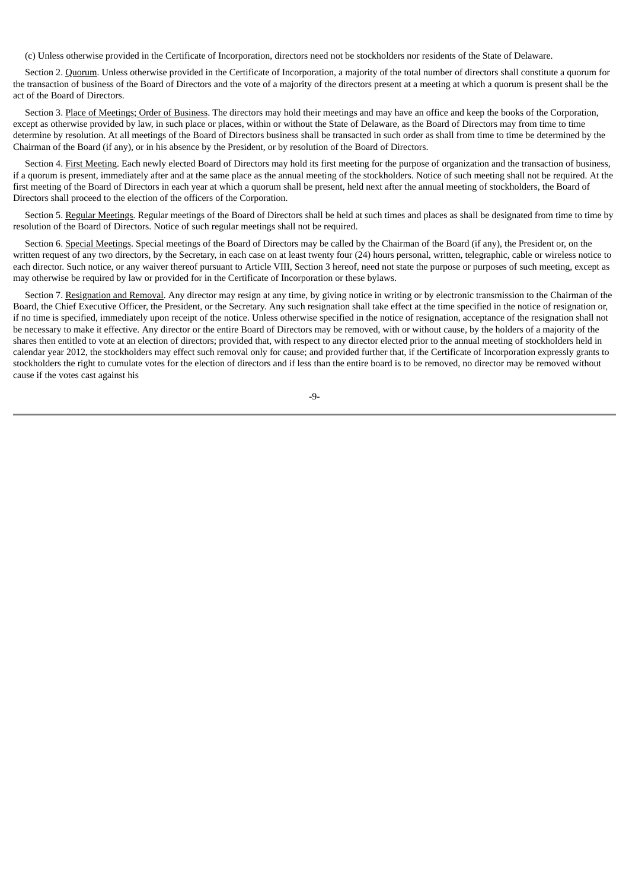(c) Unless otherwise provided in the Certificate of Incorporation, directors need not be stockholders nor residents of the State of Delaware.

Section 2. Quorum. Unless otherwise provided in the Certificate of Incorporation, a majority of the total number of directors shall constitute a quorum for the transaction of business of the Board of Directors and the vote of a majority of the directors present at a meeting at which a quorum is present shall be the act of the Board of Directors.

Section 3. Place of Meetings; Order of Business. The directors may hold their meetings and may have an office and keep the books of the Corporation, except as otherwise provided by law, in such place or places, within or without the State of Delaware, as the Board of Directors may from time to time determine by resolution. At all meetings of the Board of Directors business shall be transacted in such order as shall from time to time be determined by the Chairman of the Board (if any), or in his absence by the President, or by resolution of the Board of Directors.

Section 4. First Meeting. Each newly elected Board of Directors may hold its first meeting for the purpose of organization and the transaction of business, if a quorum is present, immediately after and at the same place as the annual meeting of the stockholders. Notice of such meeting shall not be required. At the first meeting of the Board of Directors in each year at which a quorum shall be present, held next after the annual meeting of stockholders, the Board of Directors shall proceed to the election of the officers of the Corporation.

Section 5. Regular Meetings. Regular meetings of the Board of Directors shall be held at such times and places as shall be designated from time to time by resolution of the Board of Directors. Notice of such regular meetings shall not be required.

Section 6. Special Meetings. Special meetings of the Board of Directors may be called by the Chairman of the Board (if any), the President or, on the written request of any two directors, by the Secretary, in each case on at least twenty four (24) hours personal, written, telegraphic, cable or wireless notice to each director. Such notice, or any waiver thereof pursuant to Article VIII, Section 3 hereof, need not state the purpose or purposes of such meeting, except as may otherwise be required by law or provided for in the Certificate of Incorporation or these bylaws.

Section 7. Resignation and Removal. Any director may resign at any time, by giving notice in writing or by electronic transmission to the Chairman of the Board, the Chief Executive Officer, the President, or the Secretary. Any such resignation shall take effect at the time specified in the notice of resignation or, if no time is specified, immediately upon receipt of the notice. Unless otherwise specified in the notice of resignation, acceptance of the resignation shall not be necessary to make it effective. Any director or the entire Board of Directors may be removed, with or without cause, by the holders of a majority of the shares then entitled to vote at an election of directors; provided that, with respect to any director elected prior to the annual meeting of stockholders held in calendar year 2012, the stockholders may effect such removal only for cause; and provided further that, if the Certificate of Incorporation expressly grants to stockholders the right to cumulate votes for the election of directors and if less than the entire board is to be removed, no director may be removed without cause if the votes cast against his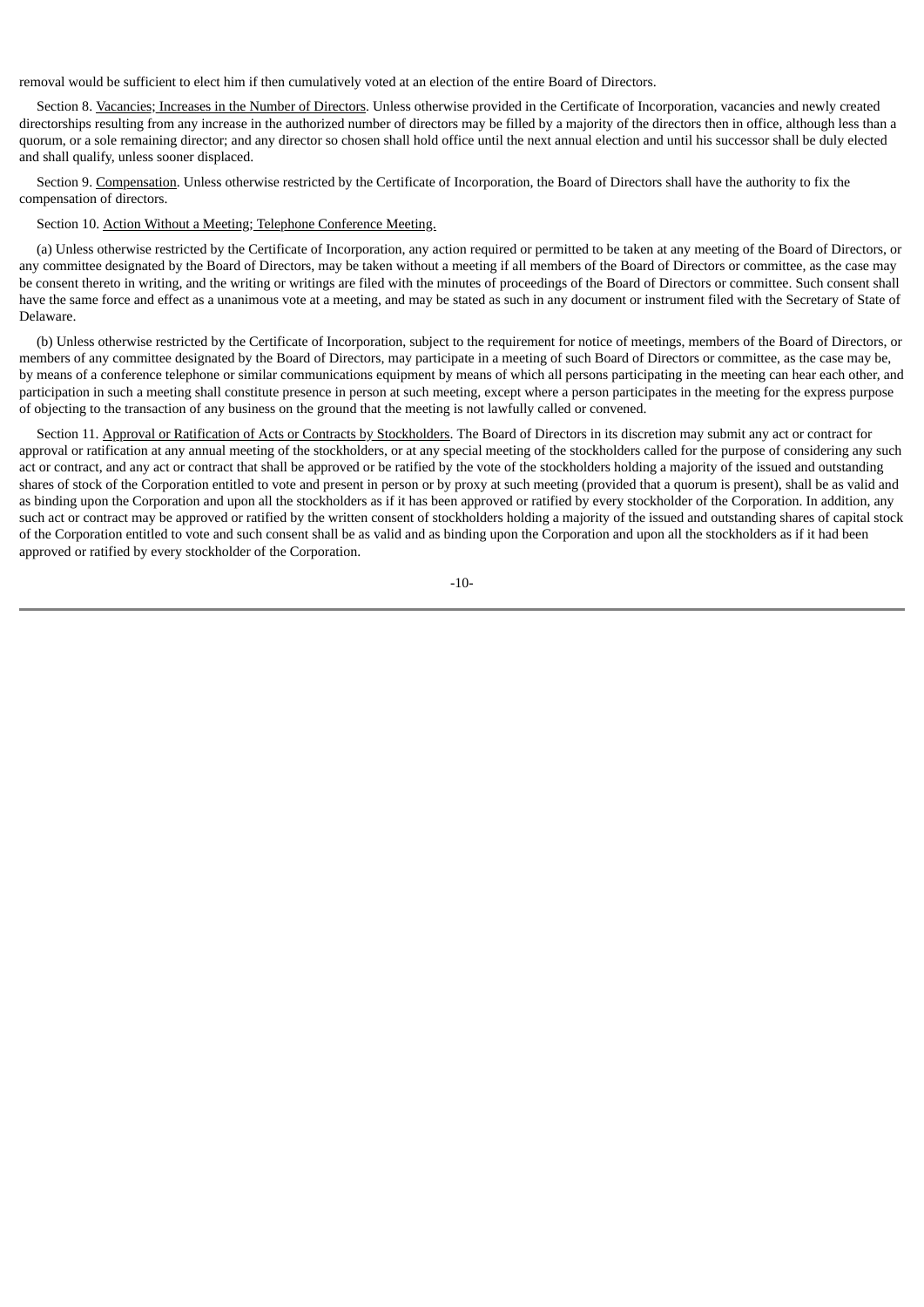removal would be sufficient to elect him if then cumulatively voted at an election of the entire Board of Directors.

Section 8. Vacancies; Increases in the Number of Directors. Unless otherwise provided in the Certificate of Incorporation, vacancies and newly created directorships resulting from any increase in the authorized number of directors may be filled by a majority of the directors then in office, although less than a quorum, or a sole remaining director; and any director so chosen shall hold office until the next annual election and until his successor shall be duly elected and shall qualify, unless sooner displaced.

Section 9. Compensation. Unless otherwise restricted by the Certificate of Incorporation, the Board of Directors shall have the authority to fix the compensation of directors.

Section 10. Action Without a Meeting; Telephone Conference Meeting.

(a) Unless otherwise restricted by the Certificate of Incorporation, any action required or permitted to be taken at any meeting of the Board of Directors, or any committee designated by the Board of Directors, may be taken without a meeting if all members of the Board of Directors or committee, as the case may be consent thereto in writing, and the writing or writings are filed with the minutes of proceedings of the Board of Directors or committee. Such consent shall have the same force and effect as a unanimous vote at a meeting, and may be stated as such in any document or instrument filed with the Secretary of State of Delaware.

(b) Unless otherwise restricted by the Certificate of Incorporation, subject to the requirement for notice of meetings, members of the Board of Directors, or members of any committee designated by the Board of Directors, may participate in a meeting of such Board of Directors or committee, as the case may be, by means of a conference telephone or similar communications equipment by means of which all persons participating in the meeting can hear each other, and participation in such a meeting shall constitute presence in person at such meeting, except where a person participates in the meeting for the express purpose of objecting to the transaction of any business on the ground that the meeting is not lawfully called or convened.

Section 11. Approval or Ratification of Acts or Contracts by Stockholders. The Board of Directors in its discretion may submit any act or contract for approval or ratification at any annual meeting of the stockholders, or at any special meeting of the stockholders called for the purpose of considering any such act or contract, and any act or contract that shall be approved or be ratified by the vote of the stockholders holding a majority of the issued and outstanding shares of stock of the Corporation entitled to vote and present in person or by proxy at such meeting (provided that a quorum is present), shall be as valid and as binding upon the Corporation and upon all the stockholders as if it has been approved or ratified by every stockholder of the Corporation. In addition, any such act or contract may be approved or ratified by the written consent of stockholders holding a majority of the issued and outstanding shares of capital stock of the Corporation entitled to vote and such consent shall be as valid and as binding upon the Corporation and upon all the stockholders as if it had been approved or ratified by every stockholder of the Corporation.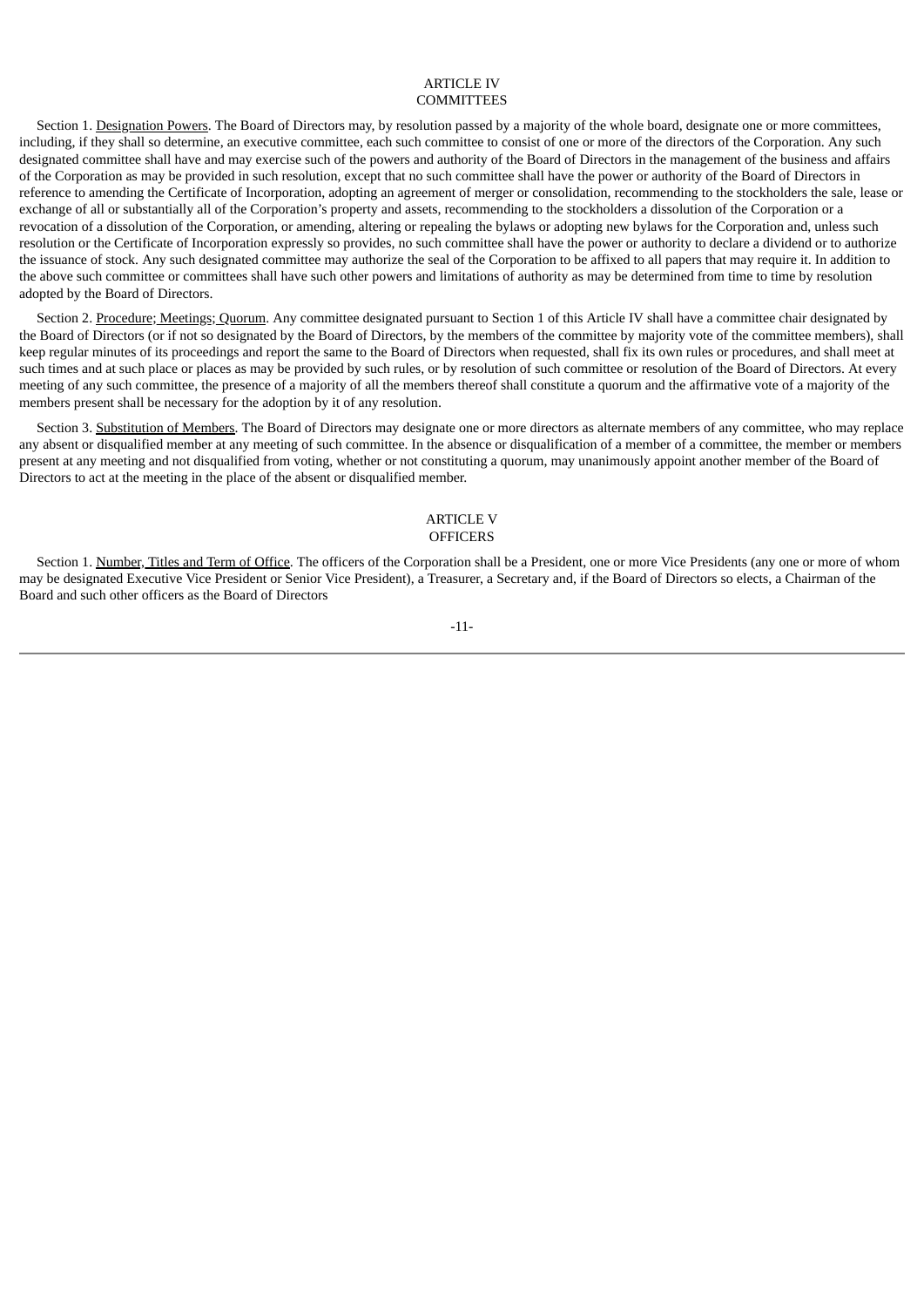## ARTICLE IV
## COMMITTEES

Section 1. Designation Powers. The Board of Directors may, by resolution passed by a majority of the whole board, designate one or more committees, including, if they shall so determine, an executive committee, each such committee to consist of one or more of the directors of the Corporation. Any such designated committee shall have and may exercise such of the powers and authority of the Board of Directors in the management of the business and affairs of the Corporation as may be provided in such resolution, except that no such committee shall have the power or authority of the Board of Directors in reference to amending the Certificate of Incorporation, adopting an agreement of merger or consolidation, recommending to the stockholders the sale, lease or exchange of all or substantially all of the Corporation's property and assets, recommending to the stockholders a dissolution of the Corporation or a revocation of a dissolution of the Corporation, or amending, altering or repealing the bylaws or adopting new bylaws for the Corporation and, unless such resolution or the Certificate of Incorporation expressly so provides, no such committee shall have the power or authority to declare a dividend or to authorize the issuance of stock. Any such designated committee may authorize the seal of the Corporation to be affixed to all papers that may require it. In addition to the above such committee or committees shall have such other powers and limitations of authority as may be determined from time to time by resolution adopted by the Board of Directors.

Section 2. Procedure; Meetings; Quorum. Any committee designated pursuant to Section 1 of this Article IV shall have a committee chair designated by the Board of Directors (or if not so designated by the Board of Directors, by the members of the committee by majority vote of the committee members), shall keep regular minutes of its proceedings and report the same to the Board of Directors when requested, shall fix its own rules or procedures, and shall meet at such times and at such place or places as may be provided by such rules, or by resolution of such committee or resolution of the Board of Directors. At every meeting of any such committee, the presence of a majority of all the members thereof shall constitute a quorum and the affirmative vote of a majority of the members present shall be necessary for the adoption by it of any resolution.

Section 3. Substitution of Members. The Board of Directors may designate one or more directors as alternate members of any committee, who may replace any absent or disqualified member at any meeting of such committee. In the absence or disqualification of a member of a committee, the member or members present at any meeting and not disqualified from voting, whether or not constituting a quorum, may unanimously appoint another member of the Board of Directors to act at the meeting in the place of the absent or disqualified member.

## ARTICLE V
## OFFICERS

Section 1. Number, Titles and Term of Office. The officers of the Corporation shall be a President, one or more Vice Presidents (any one or more of whom may be designated Executive Vice President or Senior Vice President), a Treasurer, a Secretary and, if the Board of Directors so elects, a Chairman of the Board and such other officers as the Board of Directors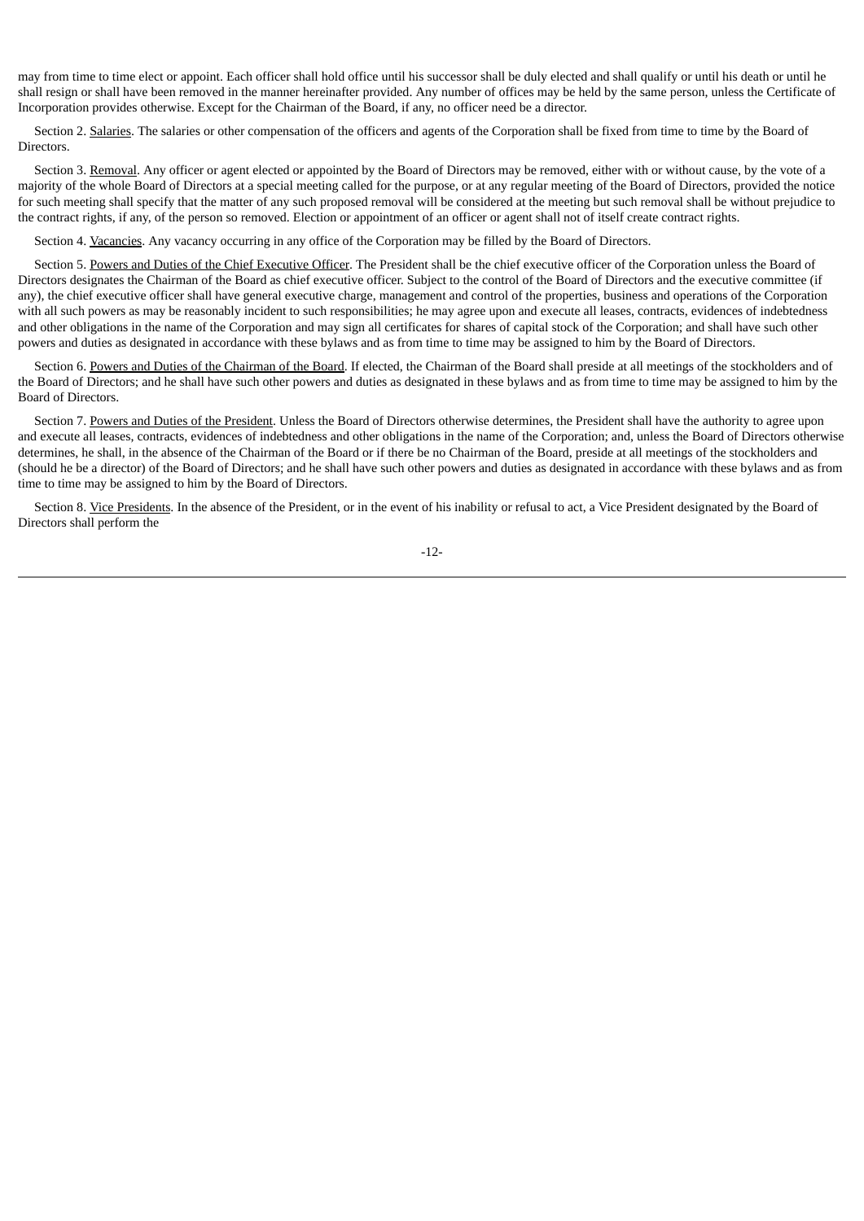may from time to time elect or appoint. Each officer shall hold office until his successor shall be duly elected and shall qualify or until his death or until he shall resign or shall have been removed in the manner hereinafter provided. Any number of offices may be held by the same person, unless the Certificate of Incorporation provides otherwise. Except for the Chairman of the Board, if any, no officer need be a director.

Section 2. Salaries. The salaries or other compensation of the officers and agents of the Corporation shall be fixed from time to time by the Board of Directors.

Section 3. Removal. Any officer or agent elected or appointed by the Board of Directors may be removed, either with or without cause, by the vote of a majority of the whole Board of Directors at a special meeting called for the purpose, or at any regular meeting of the Board of Directors, provided the notice for such meeting shall specify that the matter of any such proposed removal will be considered at the meeting but such removal shall be without prejudice to the contract rights, if any, of the person so removed. Election or appointment of an officer or agent shall not of itself create contract rights.

Section 4. Vacancies. Any vacancy occurring in any office of the Corporation may be filled by the Board of Directors.

Section 5. Powers and Duties of the Chief Executive Officer. The President shall be the chief executive officer of the Corporation unless the Board of Directors designates the Chairman of the Board as chief executive officer. Subject to the control of the Board of Directors and the executive committee (if any), the chief executive officer shall have general executive charge, management and control of the properties, business and operations of the Corporation with all such powers as may be reasonably incident to such responsibilities; he may agree upon and execute all leases, contracts, evidences of indebtedness and other obligations in the name of the Corporation and may sign all certificates for shares of capital stock of the Corporation; and shall have such other powers and duties as designated in accordance with these bylaws and as from time to time may be assigned to him by the Board of Directors.

Section 6. Powers and Duties of the Chairman of the Board. If elected, the Chairman of the Board shall preside at all meetings of the stockholders and of the Board of Directors; and he shall have such other powers and duties as designated in these bylaws and as from time to time may be assigned to him by the Board of Directors.

Section 7. Powers and Duties of the President. Unless the Board of Directors otherwise determines, the President shall have the authority to agree upon and execute all leases, contracts, evidences of indebtedness and other obligations in the name of the Corporation; and, unless the Board of Directors otherwise determines, he shall, in the absence of the Chairman of the Board or if there be no Chairman of the Board, preside at all meetings of the stockholders and (should he be a director) of the Board of Directors; and he shall have such other powers and duties as designated in accordance with these bylaws and as from time to time may be assigned to him by the Board of Directors.

Section 8. Vice Presidents. In the absence of the President, or in the event of his inability or refusal to act, a Vice President designated by the Board of Directors shall perform the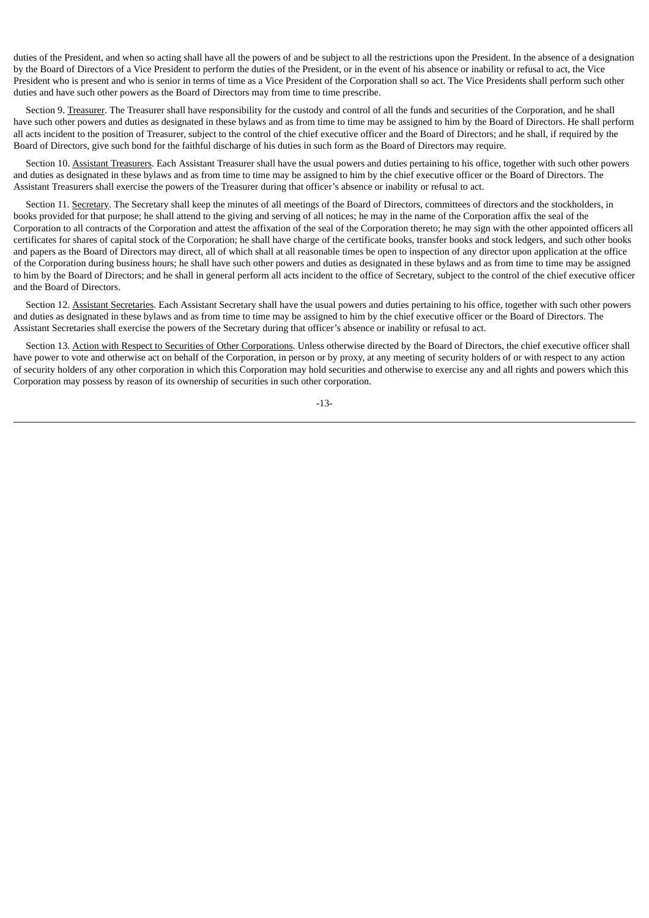duties of the President, and when so acting shall have all the powers of and be subject to all the restrictions upon the President. In the absence of a designation by the Board of Directors of a Vice President to perform the duties of the President, or in the event of his absence or inability or refusal to act, the Vice President who is present and who is senior in terms of time as a Vice President of the Corporation shall so act. The Vice Presidents shall perform such other duties and have such other powers as the Board of Directors may from time to time prescribe.

Section 9. Treasurer. The Treasurer shall have responsibility for the custody and control of all the funds and securities of the Corporation, and he shall have such other powers and duties as designated in these bylaws and as from time to time may be assigned to him by the Board of Directors. He shall perform all acts incident to the position of Treasurer, subject to the control of the chief executive officer and the Board of Directors; and he shall, if required by the Board of Directors, give such bond for the faithful discharge of his duties in such form as the Board of Directors may require.

Section 10. Assistant Treasurers. Each Assistant Treasurer shall have the usual powers and duties pertaining to his office, together with such other powers and duties as designated in these bylaws and as from time to time may be assigned to him by the chief executive officer or the Board of Directors. The Assistant Treasurers shall exercise the powers of the Treasurer during that officer's absence or inability or refusal to act.

Section 11. Secretary. The Secretary shall keep the minutes of all meetings of the Board of Directors, committees of directors and the stockholders, in books provided for that purpose; he shall attend to the giving and serving of all notices; he may in the name of the Corporation affix the seal of the Corporation to all contracts of the Corporation and attest the affixation of the seal of the Corporation thereto; he may sign with the other appointed officers all certificates for shares of capital stock of the Corporation; he shall have charge of the certificate books, transfer books and stock ledgers, and such other books and papers as the Board of Directors may direct, all of which shall at all reasonable times be open to inspection of any director upon application at the office of the Corporation during business hours; he shall have such other powers and duties as designated in these bylaws and as from time to time may be assigned to him by the Board of Directors; and he shall in general perform all acts incident to the office of Secretary, subject to the control of the chief executive officer and the Board of Directors.

Section 12. Assistant Secretaries. Each Assistant Secretary shall have the usual powers and duties pertaining to his office, together with such other powers and duties as designated in these bylaws and as from time to time may be assigned to him by the chief executive officer or the Board of Directors. The Assistant Secretaries shall exercise the powers of the Secretary during that officer's absence or inability or refusal to act.

Section 13. Action with Respect to Securities of Other Corporations. Unless otherwise directed by the Board of Directors, the chief executive officer shall have power to vote and otherwise act on behalf of the Corporation, in person or by proxy, at any meeting of security holders of or with respect to any action of security holders of any other corporation in which this Corporation may hold securities and otherwise to exercise any and all rights and powers which this Corporation may possess by reason of its ownership of securities in such other corporation.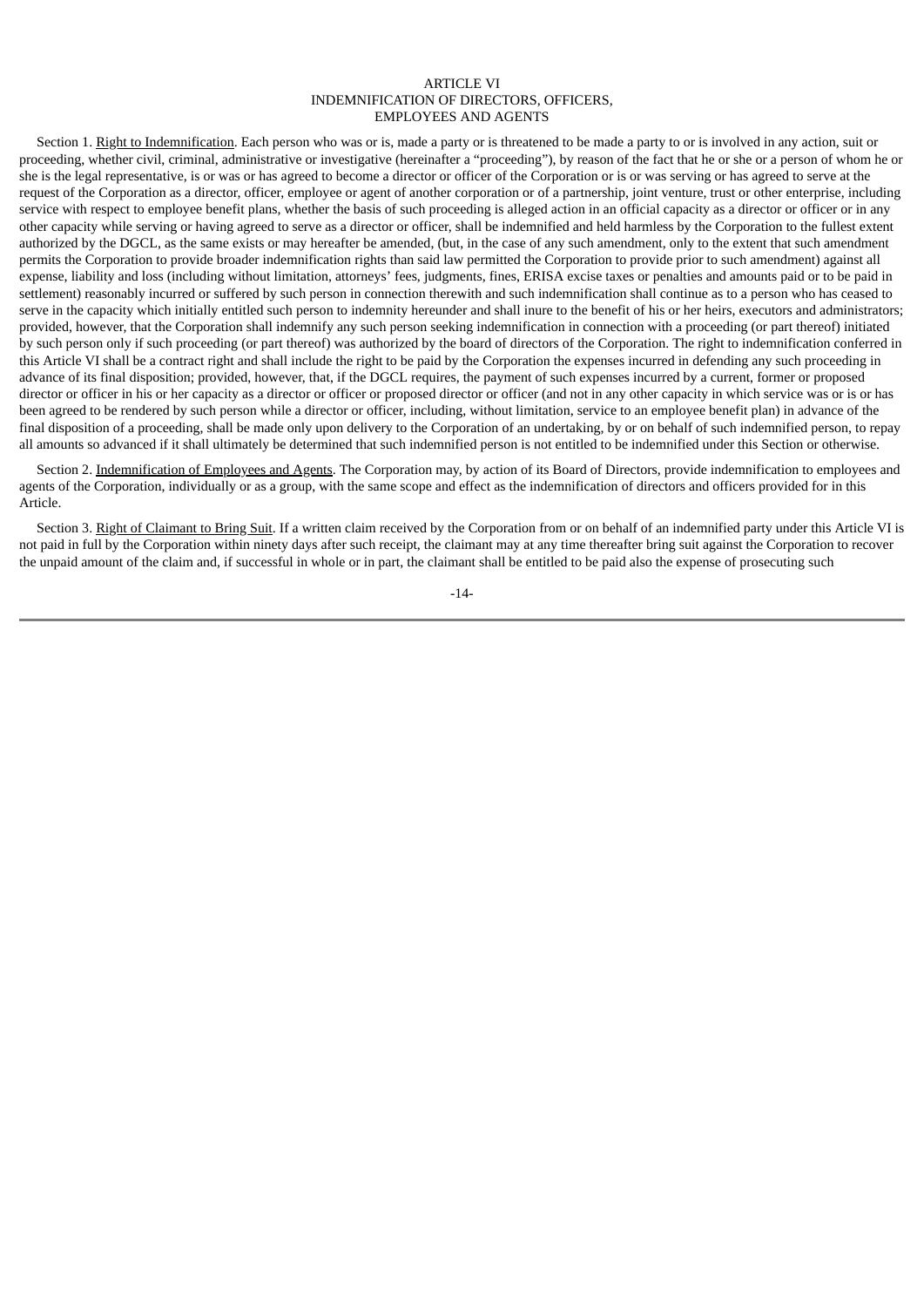# ARTICLE VI
## INDEMNIFICATION OF DIRECTORS, OFFICERS, EMPLOYEES AND AGENTS

Section 1. Right to Indemnification. Each person who was or is, made a party or is threatened to be made a party to or is involved in any action, suit or proceeding, whether civil, criminal, administrative or investigative (hereinafter a "proceeding"), by reason of the fact that he or she or a person of whom he or she is the legal representative, is or was or has agreed to become a director or officer of the Corporation or is or was serving or has agreed to serve at the request of the Corporation as a director, officer, employee or agent of another corporation or of a partnership, joint venture, trust or other enterprise, including service with respect to employee benefit plans, whether the basis of such proceeding is alleged action in an official capacity as a director or officer or in any other capacity while serving or having agreed to serve as a director or officer, shall be indemnified and held harmless by the Corporation to the fullest extent authorized by the DGCL, as the same exists or may hereafter be amended, (but, in the case of any such amendment, only to the extent that such amendment permits the Corporation to provide broader indemnification rights than said law permitted the Corporation to provide prior to such amendment) against all expense, liability and loss (including without limitation, attorneys' fees, judgments, fines, ERISA excise taxes or penalties and amounts paid or to be paid in settlement) reasonably incurred or suffered by such person in connection therewith and such indemnification shall continue as to a person who has ceased to serve in the capacity which initially entitled such person to indemnity hereunder and shall inure to the benefit of his or her heirs, executors and administrators; provided, however, that the Corporation shall indemnify any such person seeking indemnification in connection with a proceeding (or part thereof) initiated by such person only if such proceeding (or part thereof) was authorized by the board of directors of the Corporation. The right to indemnification conferred in this Article VI shall be a contract right and shall include the right to be paid by the Corporation the expenses incurred in defending any such proceeding in advance of its final disposition; provided, however, that, if the DGCL requires, the payment of such expenses incurred by a current, former or proposed director or officer in his or her capacity as a director or officer or proposed director or officer (and not in any other capacity in which service was or is or has been agreed to be rendered by such person while a director or officer, including, without limitation, service to an employee benefit plan) in advance of the final disposition of a proceeding, shall be made only upon delivery to the Corporation of an undertaking, by or on behalf of such indemnified person, to repay all amounts so advanced if it shall ultimately be determined that such indemnified person is not entitled to be indemnified under this Section or otherwise.

Section 2. Indemnification of Employees and Agents. The Corporation may, by action of its Board of Directors, provide indemnification to employees and agents of the Corporation, individually or as a group, with the same scope and effect as the indemnification of directors and officers provided for in this Article.

Section 3. Right of Claimant to Bring Suit. If a written claim received by the Corporation from or on behalf of an indemnified party under this Article VI is not paid in full by the Corporation within ninety days after such receipt, the claimant may at any time thereafter bring suit against the Corporation to recover the unpaid amount of the claim and, if successful in whole or in part, the claimant shall be entitled to be paid also the expense of prosecuting such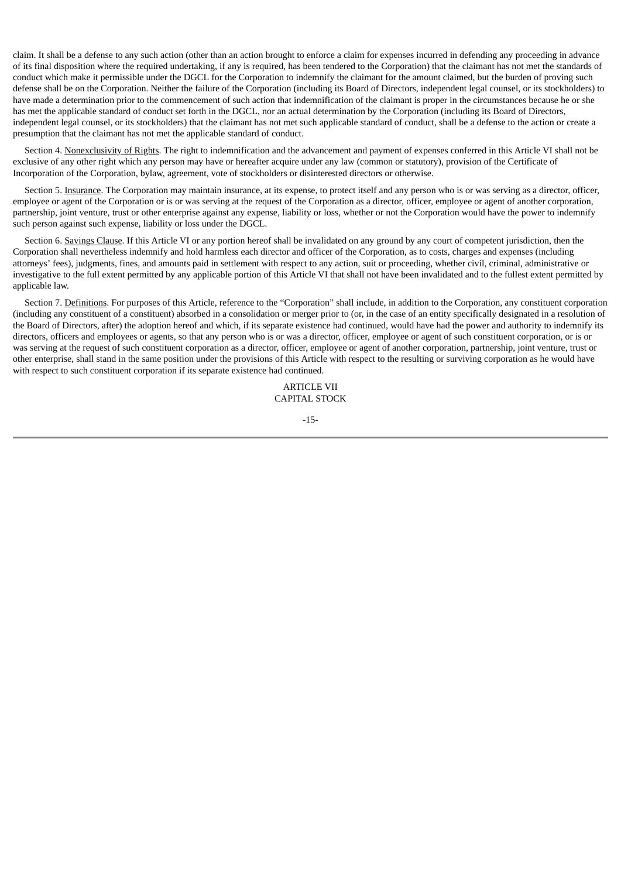claim. It shall be a defense to any such action (other than an action brought to enforce a claim for expenses incurred in defending any proceeding in advance of its final disposition where the required undertaking, if any is required, has been tendered to the Corporation) that the claimant has not met the standards of conduct which make it permissible under the DGCL for the Corporation to indemnify the claimant for the amount claimed, but the burden of proving such defense shall be on the Corporation. Neither the failure of the Corporation (including its Board of Directors, independent legal counsel, or its stockholders) to have made a determination prior to the commencement of such action that indemnification of the claimant is proper in the circumstances because he or she has met the applicable standard of conduct set forth in the DGCL, nor an actual determination by the Corporation (including its Board of Directors, independent legal counsel, or its stockholders) that the claimant has not met such applicable standard of conduct, shall be a defense to the action or create a presumption that the claimant has not met the applicable standard of conduct.

Section 4. Nonexclusivity of Rights. The right to indemnification and the advancement and payment of expenses conferred in this Article VI shall not be exclusive of any other right which any person may have or hereafter acquire under any law (common or statutory), provision of the Certificate of Incorporation of the Corporation, bylaw, agreement, vote of stockholders or disinterested directors or otherwise.

Section 5. Insurance. The Corporation may maintain insurance, at its expense, to protect itself and any person who is or was serving as a director, officer, employee or agent of the Corporation or is or was serving at the request of the Corporation as a director, officer, employee or agent of another corporation, partnership, joint venture, trust or other enterprise against any expense, liability or loss, whether or not the Corporation would have the power to indemnify such person against such expense, liability or loss under the DGCL.

Section 6. Savings Clause. If this Article VI or any portion hereof shall be invalidated on any ground by any court of competent jurisdiction, then the Corporation shall nevertheless indemnify and hold harmless each director and officer of the Corporation, as to costs, charges and expenses (including attorneys' fees), judgments, fines, and amounts paid in settlement with respect to any action, suit or proceeding, whether civil, criminal, administrative or investigative to the full extent permitted by any applicable portion of this Article VI that shall not have been invalidated and to the fullest extent permitted by applicable law.

Section 7. Definitions. For purposes of this Article, reference to the "Corporation" shall include, in addition to the Corporation, any constituent corporation (including any constituent of a constituent) absorbed in a consolidation or merger prior to (or, in the case of an entity specifically designated in a resolution of the Board of Directors, after) the adoption hereof and which, if its separate existence had continued, would have had the power and authority to indemnify its directors, officers and employees or agents, so that any person who is or was a director, officer, employee or agent of such constituent corporation, or is or was serving at the request of such constituent corporation as a director, officer, employee or agent of another corporation, partnership, joint venture, trust or other enterprise, shall stand in the same position under the provisions of this Article with respect to the resulting or surviving corporation as he would have with respect to such constituent corporation if its separate existence had continued.

## ARTICLE VII
## CAPITAL STOCK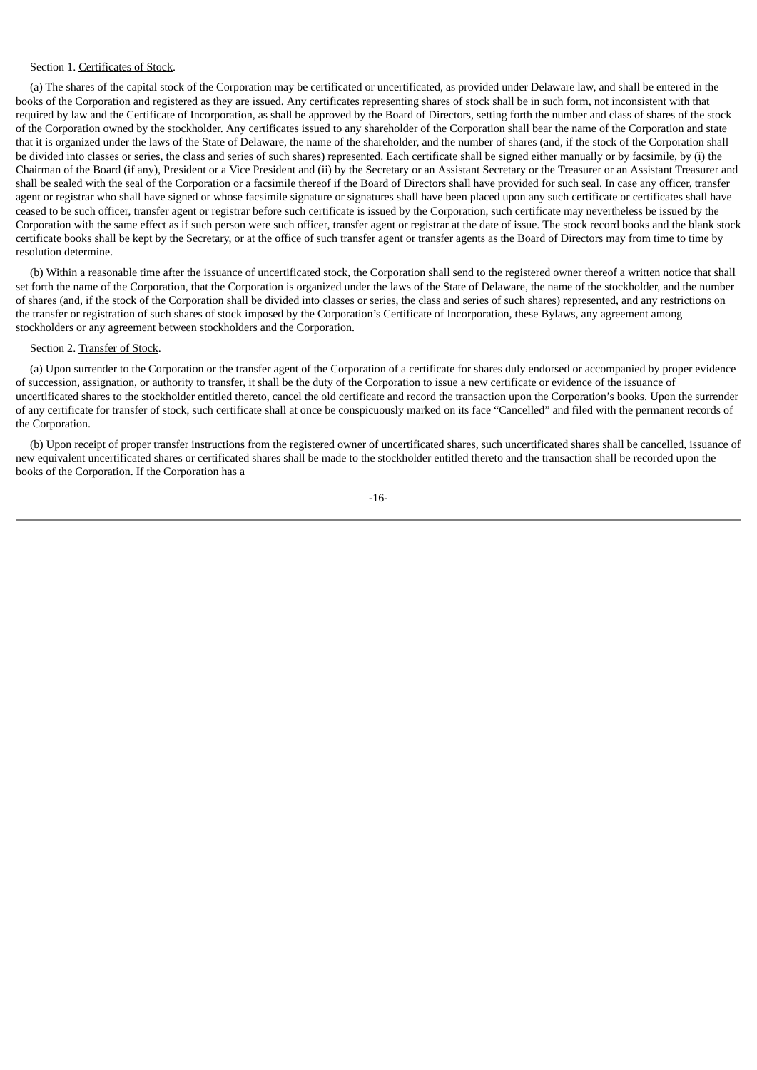Section 1. Certificates of Stock.

(a) The shares of the capital stock of the Corporation may be certificated or uncertificated, as provided under Delaware law, and shall be entered in the books of the Corporation and registered as they are issued. Any certificates representing shares of stock shall be in such form, not inconsistent with that required by law and the Certificate of Incorporation, as shall be approved by the Board of Directors, setting forth the number and class of shares of the stock of the Corporation owned by the stockholder. Any certificates issued to any shareholder of the Corporation shall bear the name of the Corporation and state that it is organized under the laws of the State of Delaware, the name of the shareholder, and the number of shares (and, if the stock of the Corporation shall be divided into classes or series, the class and series of such shares) represented. Each certificate shall be signed either manually or by facsimile, by (i) the Chairman of the Board (if any), President or a Vice President and (ii) by the Secretary or an Assistant Secretary or the Treasurer or an Assistant Treasurer and shall be sealed with the seal of the Corporation or a facsimile thereof if the Board of Directors shall have provided for such seal. In case any officer, transfer agent or registrar who shall have signed or whose facsimile signature or signatures shall have been placed upon any such certificate or certificates shall have ceased to be such officer, transfer agent or registrar before such certificate is issued by the Corporation, such certificate may nevertheless be issued by the Corporation with the same effect as if such person were such officer, transfer agent or registrar at the date of issue. The stock record books and the blank stock certificate books shall be kept by the Secretary, or at the office of such transfer agent or transfer agents as the Board of Directors may from time to time by resolution determine.

(b) Within a reasonable time after the issuance of uncertificated stock, the Corporation shall send to the registered owner thereof a written notice that shall set forth the name of the Corporation, that the Corporation is organized under the laws of the State of Delaware, the name of the stockholder, and the number of shares (and, if the stock of the Corporation shall be divided into classes or series, the class and series of such shares) represented, and any restrictions on the transfer or registration of such shares of stock imposed by the Corporation's Certificate of Incorporation, these Bylaws, any agreement among stockholders or any agreement between stockholders and the Corporation.

Section 2. Transfer of Stock.

(a) Upon surrender to the Corporation or the transfer agent of the Corporation of a certificate for shares duly endorsed or accompanied by proper evidence of succession, assignation, or authority to transfer, it shall be the duty of the Corporation to issue a new certificate or evidence of the issuance of uncertificated shares to the stockholder entitled thereto, cancel the old certificate and record the transaction upon the Corporation's books. Upon the surrender of any certificate for transfer of stock, such certificate shall at once be conspicuously marked on its face "Cancelled" and filed with the permanent records of the Corporation.

(b) Upon receipt of proper transfer instructions from the registered owner of uncertificated shares, such uncertificated shares shall be cancelled, issuance of new equivalent uncertificated shares or certificated shares shall be made to the stockholder entitled thereto and the transaction shall be recorded upon the books of the Corporation. If the Corporation has a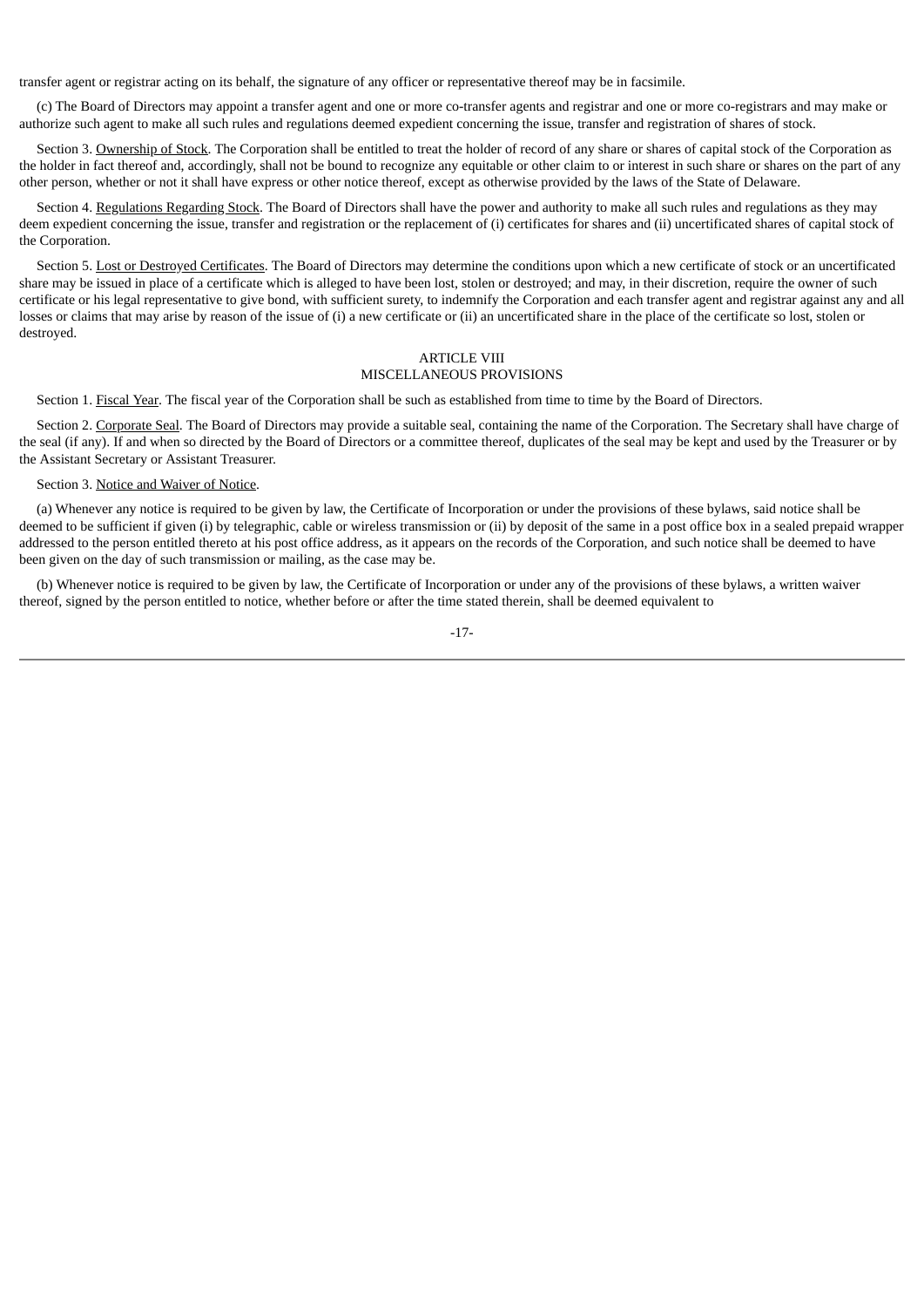transfer agent or registrar acting on its behalf, the signature of any officer or representative thereof may be in facsimile.

(c) The Board of Directors may appoint a transfer agent and one or more co-transfer agents and registrar and one or more co-registrars and may make or authorize such agent to make all such rules and regulations deemed expedient concerning the issue, transfer and registration of shares of stock.

Section 3. Ownership of Stock. The Corporation shall be entitled to treat the holder of record of any share or shares of capital stock of the Corporation as the holder in fact thereof and, accordingly, shall not be bound to recognize any equitable or other claim to or interest in such share or shares on the part of any other person, whether or not it shall have express or other notice thereof, except as otherwise provided by the laws of the State of Delaware.

Section 4. Regulations Regarding Stock. The Board of Directors shall have the power and authority to make all such rules and regulations as they may deem expedient concerning the issue, transfer and registration or the replacement of (i) certificates for shares and (ii) uncertificated shares of capital stock of the Corporation.

Section 5. Lost or Destroyed Certificates. The Board of Directors may determine the conditions upon which a new certificate of stock or an uncertificated share may be issued in place of a certificate which is alleged to have been lost, stolen or destroyed; and may, in their discretion, require the owner of such certificate or his legal representative to give bond, with sufficient surety, to indemnify the Corporation and each transfer agent and registrar against any and all losses or claims that may arise by reason of the issue of (i) a new certificate or (ii) an uncertificated share in the place of the certificate so lost, stolen or destroyed.

## ARTICLE VIII
## MISCELLANEOUS PROVISIONS

Section 1. Fiscal Year. The fiscal year of the Corporation shall be such as established from time to time by the Board of Directors.

Section 2. Corporate Seal. The Board of Directors may provide a suitable seal, containing the name of the Corporation. The Secretary shall have charge of the seal (if any). If and when so directed by the Board of Directors or a committee thereof, duplicates of the seal may be kept and used by the Treasurer or by the Assistant Secretary or Assistant Treasurer.

Section 3. Notice and Waiver of Notice.

(a) Whenever any notice is required to be given by law, the Certificate of Incorporation or under the provisions of these bylaws, said notice shall be deemed to be sufficient if given (i) by telegraphic, cable or wireless transmission or (ii) by deposit of the same in a post office box in a sealed prepaid wrapper addressed to the person entitled thereto at his post office address, as it appears on the records of the Corporation, and such notice shall be deemed to have been given on the day of such transmission or mailing, as the case may be.

(b) Whenever notice is required to be given by law, the Certificate of Incorporation or under any of the provisions of these bylaws, a written waiver thereof, signed by the person entitled to notice, whether before or after the time stated therein, shall be deemed equivalent to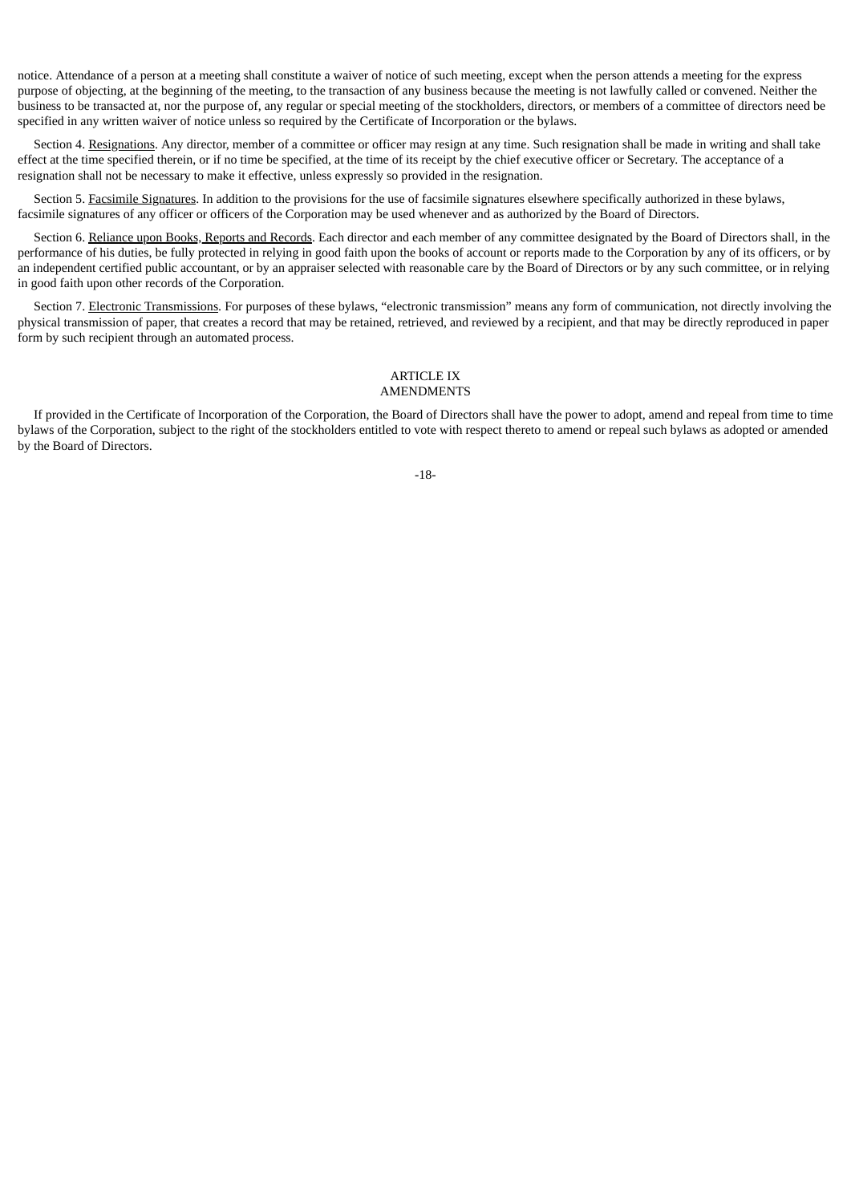notice. Attendance of a person at a meeting shall constitute a waiver of notice of such meeting, except when the person attends a meeting for the express purpose of objecting, at the beginning of the meeting, to the transaction of any business because the meeting is not lawfully called or convened. Neither the business to be transacted at, nor the purpose of, any regular or special meeting of the stockholders, directors, or members of a committee of directors need be specified in any written waiver of notice unless so required by the Certificate of Incorporation or the bylaws.

Section 4. Resignations. Any director, member of a committee or officer may resign at any time. Such resignation shall be made in writing and shall take effect at the time specified therein, or if no time be specified, at the time of its receipt by the chief executive officer or Secretary. The acceptance of a resignation shall not be necessary to make it effective, unless expressly so provided in the resignation.

Section 5. Facsimile Signatures. In addition to the provisions for the use of facsimile signatures elsewhere specifically authorized in these bylaws, facsimile signatures of any officer or officers of the Corporation may be used whenever and as authorized by the Board of Directors.

Section 6. Reliance upon Books, Reports and Records. Each director and each member of any committee designated by the Board of Directors shall, in the performance of his duties, be fully protected in relying in good faith upon the books of account or reports made to the Corporation by any of its officers, or by an independent certified public accountant, or by an appraiser selected with reasonable care by the Board of Directors or by any such committee, or in relying in good faith upon other records of the Corporation.

Section 7. Electronic Transmissions. For purposes of these bylaws, "electronic transmission" means any form of communication, not directly involving the physical transmission of paper, that creates a record that may be retained, retrieved, and reviewed by a recipient, and that may be directly reproduced in paper form by such recipient through an automated process.

## ARTICLE IX
## AMENDMENTS

If provided in the Certificate of Incorporation of the Corporation, the Board of Directors shall have the power to adopt, amend and repeal from time to time bylaws of the Corporation, subject to the right of the stockholders entitled to vote with respect thereto to amend or repeal such bylaws as adopted or amended by the Board of Directors.